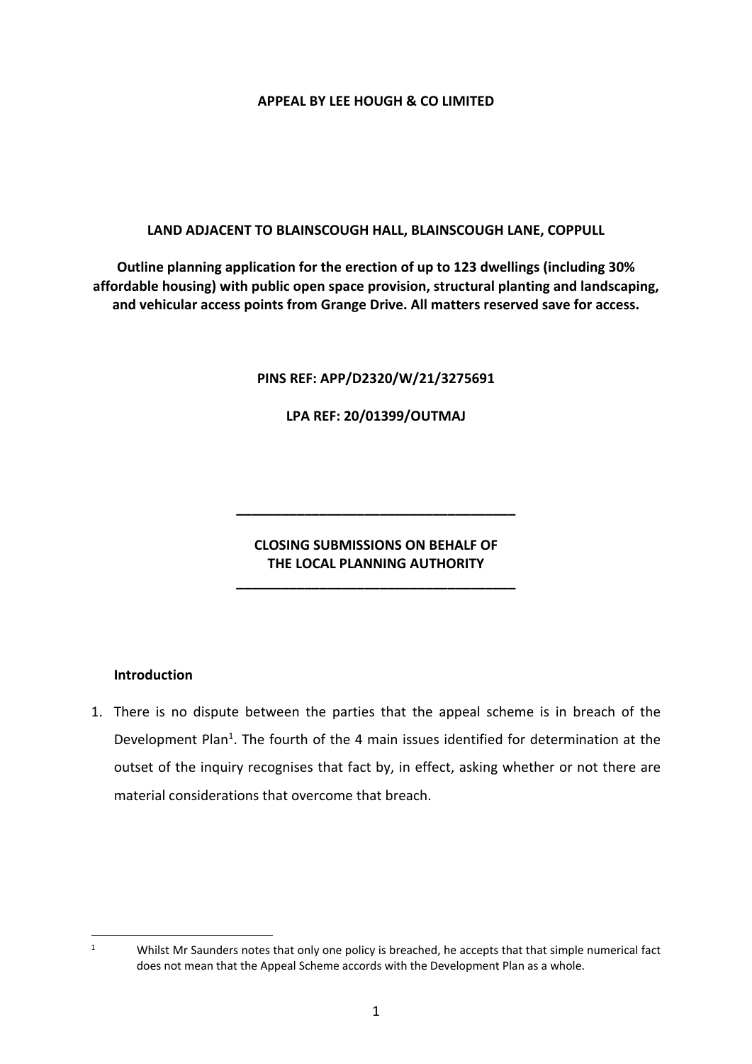**APPEAL BY LEE HOUGH & CO LIMITED**

**LAND ADJACENT TO BLAINSCOUGH HALL, BLAINSCOUGH LANE, COPPULL**

**Outline planning application for the erection of up to 123 dwellings (including 30% affordable housing) with public open space provision, structural planting and landscaping, and vehicular access points from Grange Drive. All matters reserved save for access.**

**PINS REF: APP/D2320/W/21/3275691**

**LPA REF: 20/01399/OUTMAJ**

---

**CLOSING SUBMISSIONS ON BEHALF OF THE LOCAL PLANNING AUTHORITY**

---

**Introduction**

1. There is no dispute between the parties that the appeal scheme is in breach of the Development Plan[1]. The fourth of the 4 main issues identified for determination at the outset of the inquiry recognises that fact by, in effect, asking whether or not there are material considerations that overcome that breach.

[1] Whilst Mr Saunders notes that only one policy is breached, he accepts that that simple numerical fact does not mean that the Appeal Scheme accords with the Development Plan as a whole.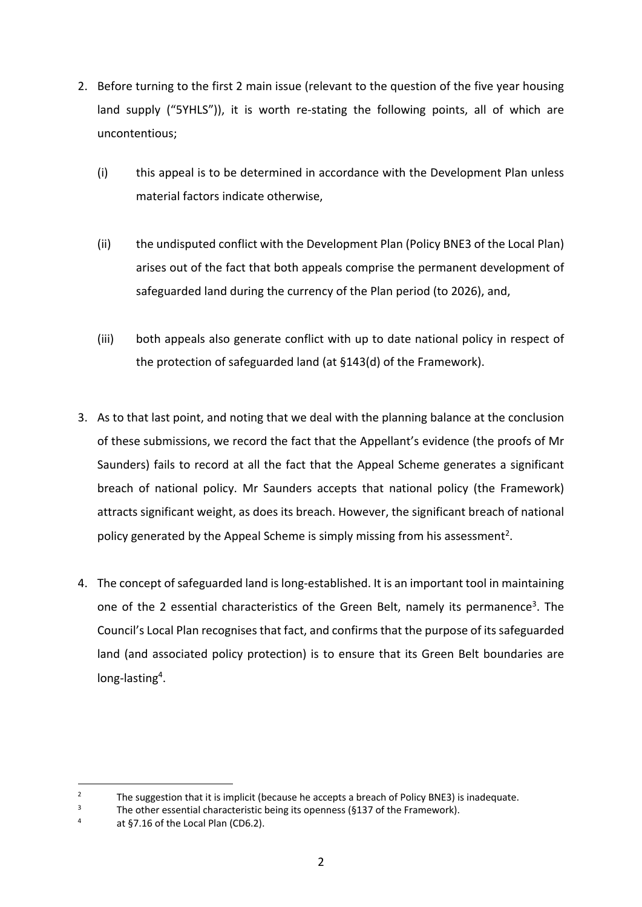2. Before turning to the first 2 main issue (relevant to the question of the five year housing land supply ("5YHLS")), it is worth re-stating the following points, all of which are uncontentious;

   (i) this appeal is to be determined in accordance with the Development Plan unless material factors indicate otherwise,

   (ii) the undisputed conflict with the Development Plan (Policy BNE3 of the Local Plan) arises out of the fact that both appeals comprise the permanent development of safeguarded land during the currency of the Plan period (to 2026), and,

   (iii) both appeals also generate conflict with up to date national policy in respect of the protection of safeguarded land (at §143(d) of the Framework).

3. As to that last point, and noting that we deal with the planning balance at the conclusion of these submissions, we record the fact that the Appellant's evidence (the proofs of Mr Saunders) fails to record at all the fact that the Appeal Scheme generates a significant breach of national policy. Mr Saunders accepts that national policy (the Framework) attracts significant weight, as does its breach. However, the significant breach of national policy generated by the Appeal Scheme is simply missing from his assessment[2].

4. The concept of safeguarded land is long-established. It is an important tool in maintaining one of the 2 essential characteristics of the Green Belt, namely its permanence[3]. The Council's Local Plan recognises that fact, and confirms that the purpose of its safeguarded land (and associated policy protection) is to ensure that its Green Belt boundaries are long-lasting[4].

---

[2] The suggestion that it is implicit (because he accepts a breach of Policy BNE3) is inadequate.

[3] The other essential characteristic being its openness (§137 of the Framework).

[4] at §7.16 of the Local Plan (CD6.2).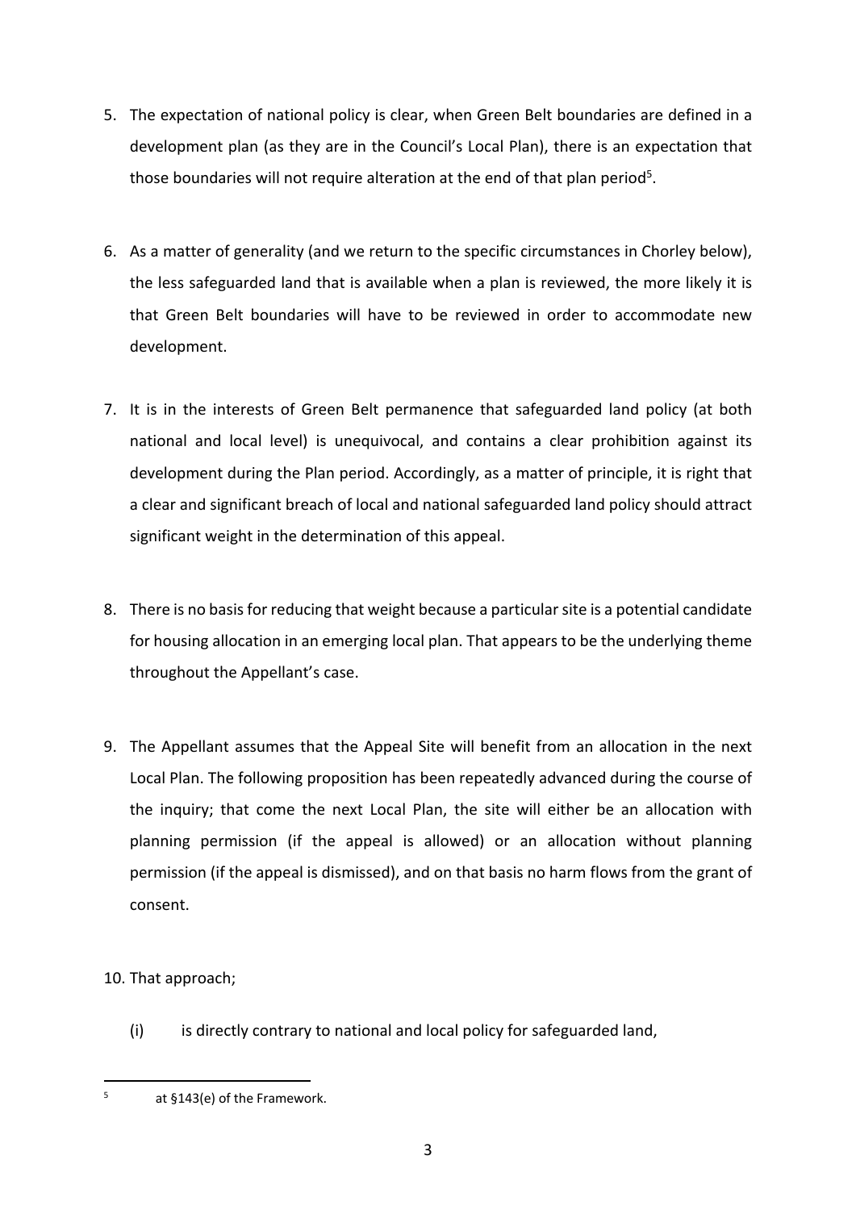5. The expectation of national policy is clear, when Green Belt boundaries are defined in a development plan (as they are in the Council's Local Plan), there is an expectation that those boundaries will not require alteration at the end of that plan period[5].

6. As a matter of generality (and we return to the specific circumstances in Chorley below), the less safeguarded land that is available when a plan is reviewed, the more likely it is that Green Belt boundaries will have to be reviewed in order to accommodate new development.

7. It is in the interests of Green Belt permanence that safeguarded land policy (at both national and local level) is unequivocal, and contains a clear prohibition against its development during the Plan period. Accordingly, as a matter of principle, it is right that a clear and significant breach of local and national safeguarded land policy should attract significant weight in the determination of this appeal.

8. There is no basis for reducing that weight because a particular site is a potential candidate for housing allocation in an emerging local plan. That appears to be the underlying theme throughout the Appellant's case.

9. The Appellant assumes that the Appeal Site will benefit from an allocation in the next Local Plan. The following proposition has been repeatedly advanced during the course of the inquiry; that come the next Local Plan, the site will either be an allocation with planning permission (if the appeal is allowed) or an allocation without planning permission (if the appeal is dismissed), and on that basis no harm flows from the grant of consent.

10. That approach;

    (i) is directly contrary to national and local policy for safeguarded land,

---

[5] at §143(e) of the Framework.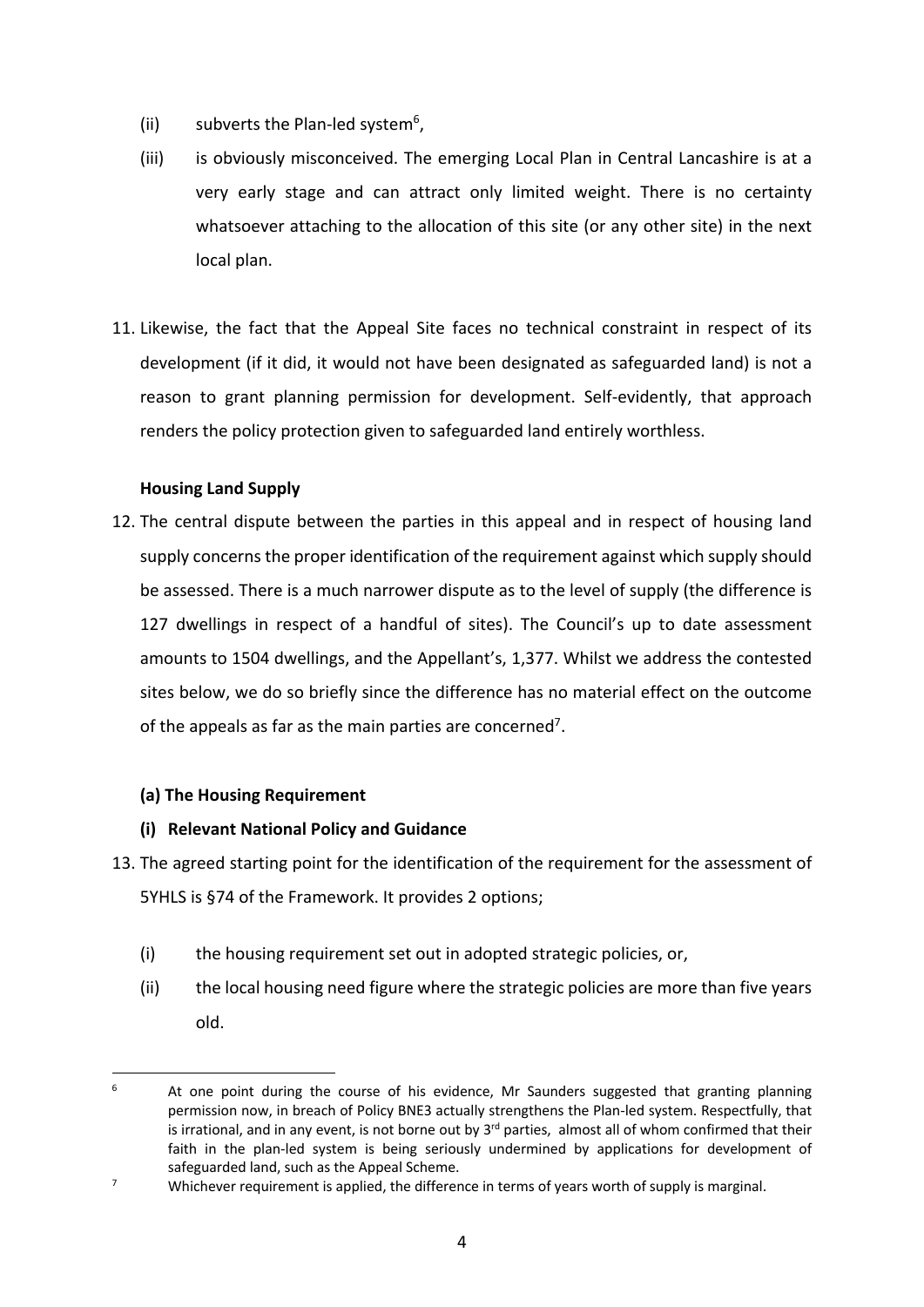(ii) subverts the Plan-led system[6],

(iii) is obviously misconceived. The emerging Local Plan in Central Lancashire is at a very early stage and can attract only limited weight. There is no certainty whatsoever attaching to the allocation of this site (or any other site) in the next local plan.

11. Likewise, the fact that the Appeal Site faces no technical constraint in respect of its development (if it did, it would not have been designated as safeguarded land) is not a reason to grant planning permission for development. Self-evidently, that approach renders the policy protection given to safeguarded land entirely worthless.

**Housing Land Supply**

12. The central dispute between the parties in this appeal and in respect of housing land supply concerns the proper identification of the requirement against which supply should be assessed. There is a much narrower dispute as to the level of supply (the difference is 127 dwellings in respect of a handful of sites). The Council's up to date assessment amounts to 1504 dwellings, and the Appellant's, 1,377. Whilst we address the contested sites below, we do so briefly since the difference has no material effect on the outcome of the appeals as far as the main parties are concerned[7].

**(a) The Housing Requirement**

**(i) Relevant National Policy and Guidance**

13. The agreed starting point for the identification of the requirement for the assessment of 5YHLS is §74 of the Framework. It provides 2 options;

(i) the housing requirement set out in adopted strategic policies, or,

(ii) the local housing need figure where the strategic policies are more than five years old.

---

[6] At one point during the course of his evidence, Mr Saunders suggested that granting planning permission now, in breach of Policy BNE3 actually strengthens the Plan-led system. Respectfully, that is irrational, and in any event, is not borne out by 3rd parties, almost all of whom confirmed that their faith in the plan-led system is being seriously undermined by applications for development of safeguarded land, such as the Appeal Scheme.

[7] Whichever requirement is applied, the difference in terms of years worth of supply is marginal.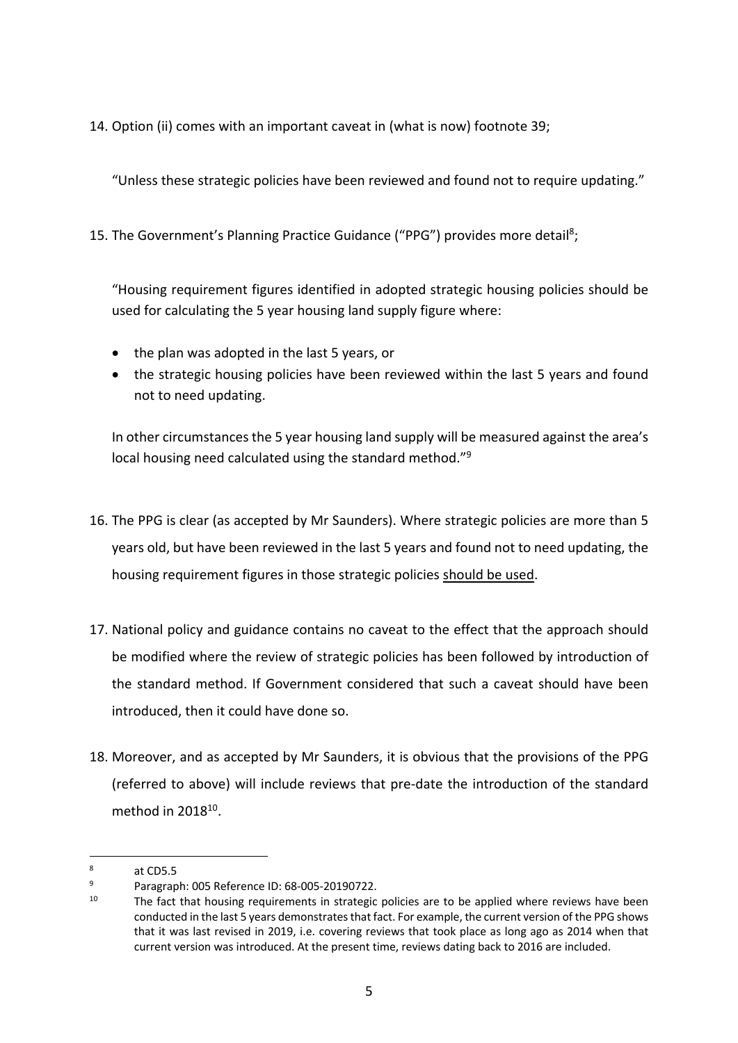14. Option (ii) comes with an important caveat in (what is now) footnote 39;

 "Unless these strategic policies have been reviewed and found not to require updating."

15. The Government's Planning Practice Guidance ("PPG") provides more detail[8];

 "Housing requirement figures identified in adopted strategic housing policies should be used for calculating the 5 year housing land supply figure where:

 - the plan was adopted in the last 5 years, or
 - the strategic housing policies have been reviewed within the last 5 years and found not to need updating.

 In other circumstances the 5 year housing land supply will be measured against the area's local housing need calculated using the standard method."[9]

16. The PPG is clear (as accepted by Mr Saunders). Where strategic policies are more than 5 years old, but have been reviewed in the last 5 years and found not to need updating, the housing requirement figures in those strategic policies <u>should be used</u>.

17. National policy and guidance contains no caveat to the effect that the approach should be modified where the review of strategic policies has been followed by introduction of the standard method. If Government considered that such a caveat should have been introduced, then it could have done so.

18. Moreover, and as accepted by Mr Saunders, it is obvious that the provisions of the PPG (referred to above) will include reviews that pre-date the introduction of the standard method in 2018[10].

---

[8] at CD5.5

[9] Paragraph: 005 Reference ID: 68-005-20190722.

[10] The fact that housing requirements in strategic policies are to be applied where reviews have been conducted in the last 5 years demonstrates that fact. For example, the current version of the PPG shows that it was last revised in 2019, i.e. covering reviews that took place as long ago as 2014 when that current version was introduced. At the present time, reviews dating back to 2016 are included.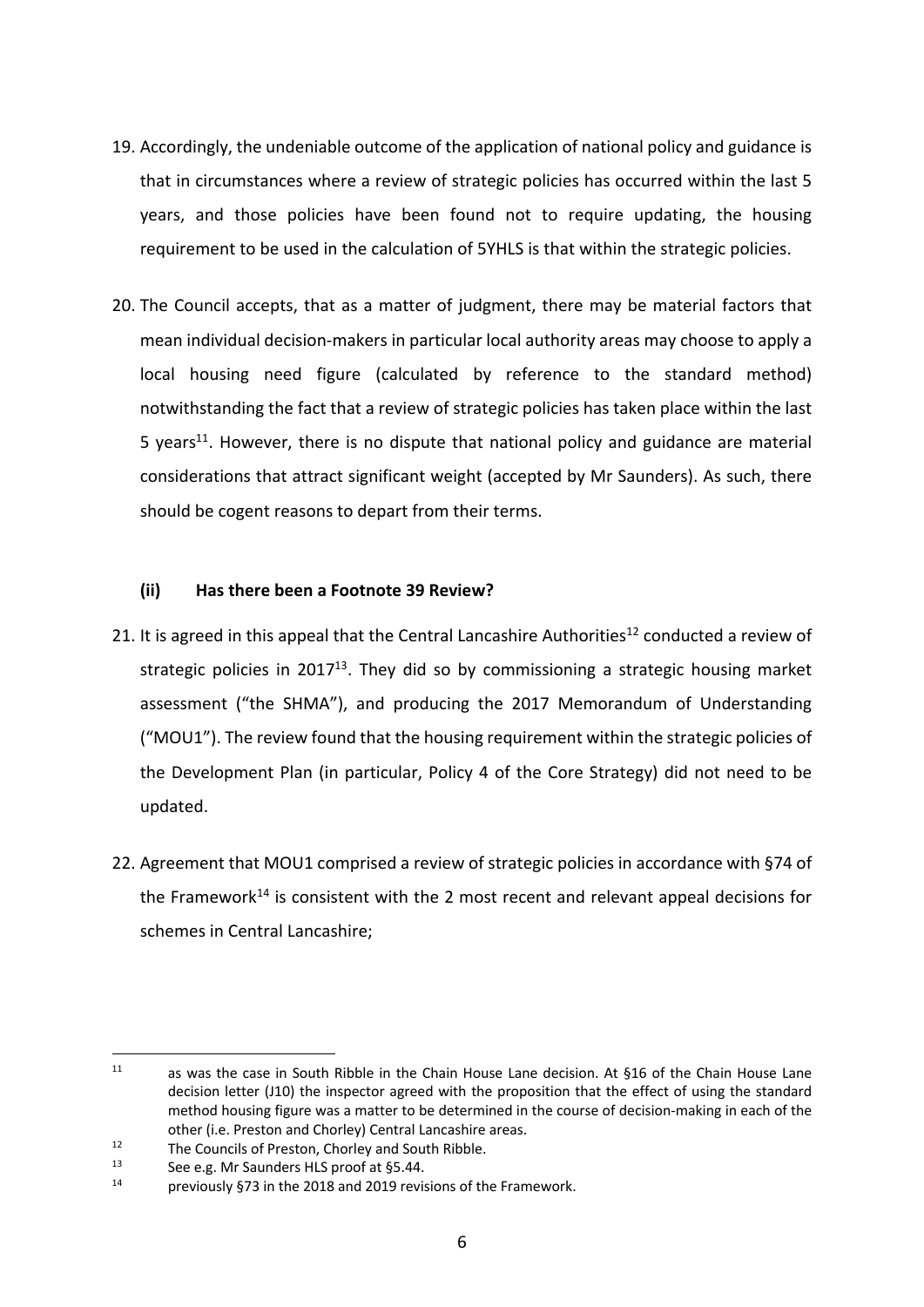19. Accordingly, the undeniable outcome of the application of national policy and guidance is that in circumstances where a review of strategic policies has occurred within the last 5 years, and those policies have been found not to require updating, the housing requirement to be used in the calculation of 5YHLS is that within the strategic policies.

20. The Council accepts, that as a matter of judgment, there may be material factors that mean individual decision-makers in particular local authority areas may choose to apply a local housing need figure (calculated by reference to the standard method) notwithstanding the fact that a review of strategic policies has taken place within the last 5 years[11]. However, there is no dispute that national policy and guidance are material considerations that attract significant weight (accepted by Mr Saunders). As such, there should be cogent reasons to depart from their terms.

**(ii) Has there been a Footnote 39 Review?**

21. It is agreed in this appeal that the Central Lancashire Authorities[12] conducted a review of strategic policies in 2017[13]. They did so by commissioning a strategic housing market assessment ("the SHMA"), and producing the 2017 Memorandum of Understanding ("MOU1"). The review found that the housing requirement within the strategic policies of the Development Plan (in particular, Policy 4 of the Core Strategy) did not need to be updated.

22. Agreement that MOU1 comprised a review of strategic policies in accordance with §74 of the Framework[14] is consistent with the 2 most recent and relevant appeal decisions for schemes in Central Lancashire;

---

[11] as was the case in South Ribble in the Chain House Lane decision. At §16 of the Chain House Lane decision letter (J10) the inspector agreed with the proposition that the effect of using the standard method housing figure was a matter to be determined in the course of decision-making in each of the other (i.e. Preston and Chorley) Central Lancashire areas.

[12] The Councils of Preston, Chorley and South Ribble.

[13] See e.g. Mr Saunders HLS proof at §5.44.

[14] previously §73 in the 2018 and 2019 revisions of the Framework.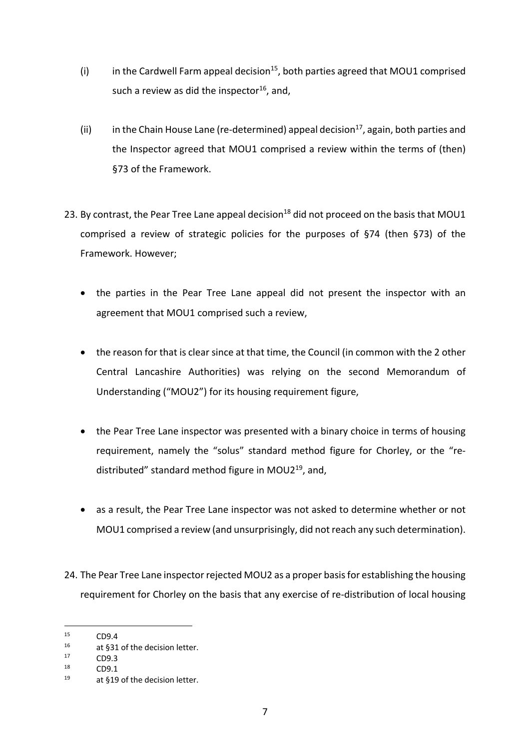(i) in the Cardwell Farm appeal decision[15], both parties agreed that MOU1 comprised such a review as did the inspector[16], and,

(ii) in the Chain House Lane (re-determined) appeal decision[17], again, both parties and the Inspector agreed that MOU1 comprised a review within the terms of (then) §73 of the Framework.

23. By contrast, the Pear Tree Lane appeal decision[18] did not proceed on the basis that MOU1 comprised a review of strategic policies for the purposes of §74 (then §73) of the Framework. However;

    - the parties in the Pear Tree Lane appeal did not present the inspector with an agreement that MOU1 comprised such a review,
    - the reason for that is clear since at that time, the Council (in common with the 2 other Central Lancashire Authorities) was relying on the second Memorandum of Understanding ("MOU2") for its housing requirement figure,
    - the Pear Tree Lane inspector was presented with a binary choice in terms of housing requirement, namely the "solus" standard method figure for Chorley, or the "re-distributed" standard method figure in MOU2[19], and,
    - as a result, the Pear Tree Lane inspector was not asked to determine whether or not MOU1 comprised a review (and unsurprisingly, did not reach any such determination).

24. The Pear Tree Lane inspector rejected MOU2 as a proper basis for establishing the housing requirement for Chorley on the basis that any exercise of re-distribution of local housing

---

[15] CD9.4

[16] at §31 of the decision letter.

[17] CD9.3

[18] CD9.1

[19] at §19 of the decision letter.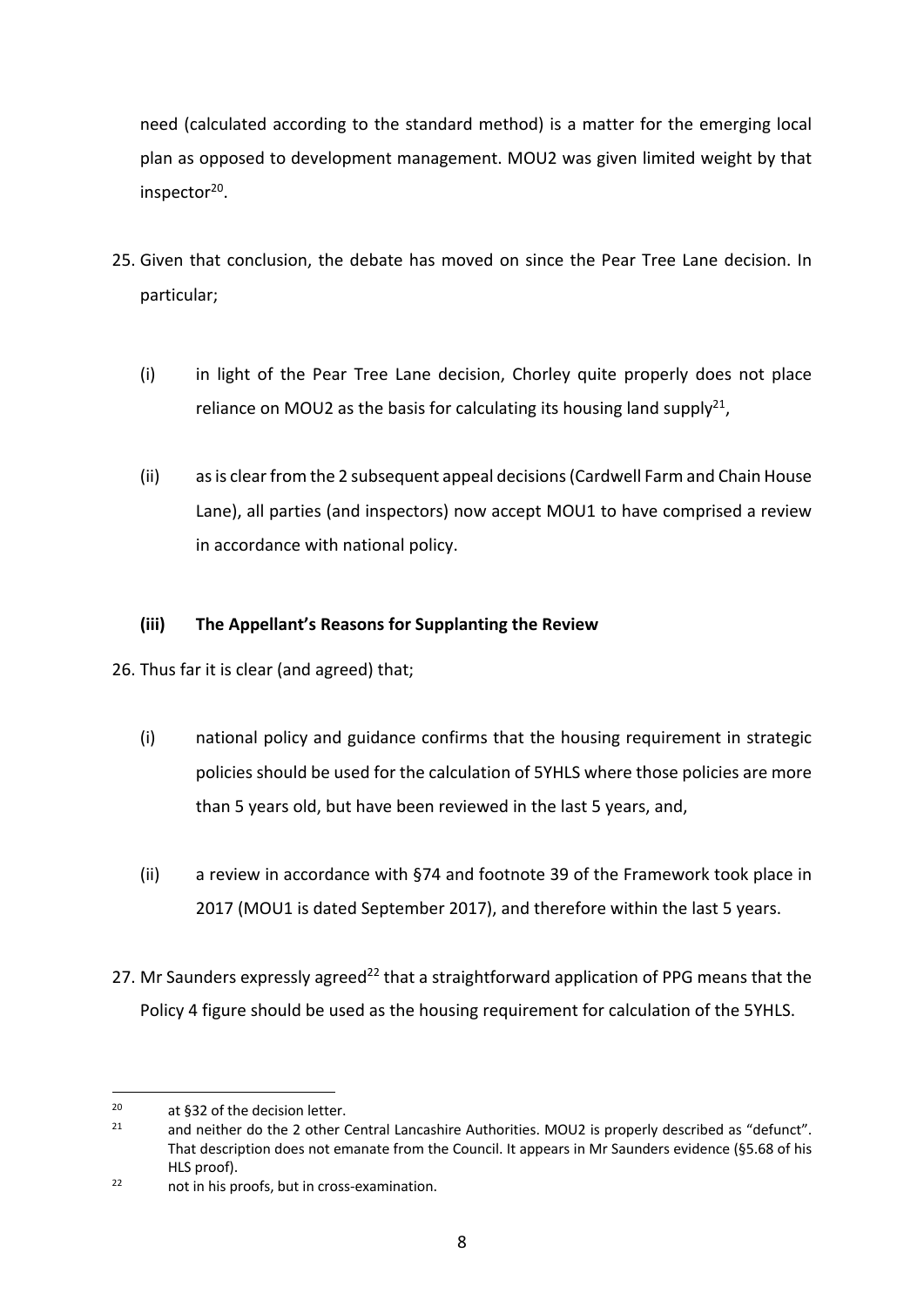need (calculated according to the standard method) is a matter for the emerging local plan as opposed to development management. MOU2 was given limited weight by that inspector[20].

25. Given that conclusion, the debate has moved on since the Pear Tree Lane decision. In particular;

    (i) in light of the Pear Tree Lane decision, Chorley quite properly does not place reliance on MOU2 as the basis for calculating its housing land supply[21],

    (ii) as is clear from the 2 subsequent appeal decisions (Cardwell Farm and Chain House Lane), all parties (and inspectors) now accept MOU1 to have comprised a review in accordance with national policy.

### (iii) The Appellant's Reasons for Supplanting the Review

26. Thus far it is clear (and agreed) that;

    (i) national policy and guidance confirms that the housing requirement in strategic policies should be used for the calculation of 5YHLS where those policies are more than 5 years old, but have been reviewed in the last 5 years, and,

    (ii) a review in accordance with §74 and footnote 39 of the Framework took place in 2017 (MOU1 is dated September 2017), and therefore within the last 5 years.

27. Mr Saunders expressly agreed[22] that a straightforward application of PPG means that the Policy 4 figure should be used as the housing requirement for calculation of the 5YHLS.

---

[20] at §32 of the decision letter.

[21] and neither do the 2 other Central Lancashire Authorities. MOU2 is properly described as "defunct". That description does not emanate from the Council. It appears in Mr Saunders evidence (§5.68 of his HLS proof).

[22] not in his proofs, but in cross-examination.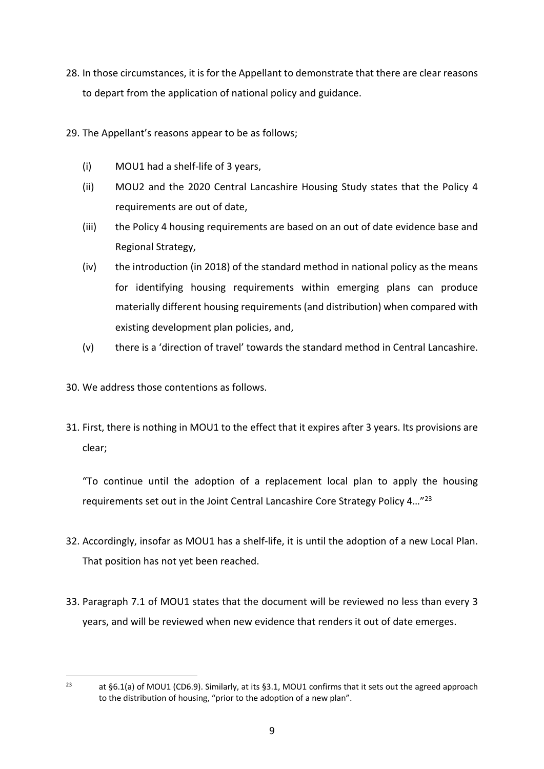28. In those circumstances, it is for the Appellant to demonstrate that there are clear reasons to depart from the application of national policy and guidance.

29. The Appellant's reasons appear to be as follows;

    (i) MOU1 had a shelf-life of 3 years,

    (ii) MOU2 and the 2020 Central Lancashire Housing Study states that the Policy 4 requirements are out of date,

    (iii) the Policy 4 housing requirements are based on an out of date evidence base and Regional Strategy,

    (iv) the introduction (in 2018) of the standard method in national policy as the means for identifying housing requirements within emerging plans can produce materially different housing requirements (and distribution) when compared with existing development plan policies, and,

    (v) there is a 'direction of travel' towards the standard method in Central Lancashire.

30. We address those contentions as follows.

31. First, there is nothing in MOU1 to the effect that it expires after 3 years. Its provisions are clear;

    "To continue until the adoption of a replacement local plan to apply the housing requirements set out in the Joint Central Lancashire Core Strategy Policy 4…"[23]

32. Accordingly, insofar as MOU1 has a shelf-life, it is until the adoption of a new Local Plan. That position has not yet been reached.

33. Paragraph 7.1 of MOU1 states that the document will be reviewed no less than every 3 years, and will be reviewed when new evidence that renders it out of date emerges.

---

[23] at §6.1(a) of MOU1 (CD6.9). Similarly, at its §3.1, MOU1 confirms that it sets out the agreed approach to the distribution of housing, "prior to the adoption of a new plan".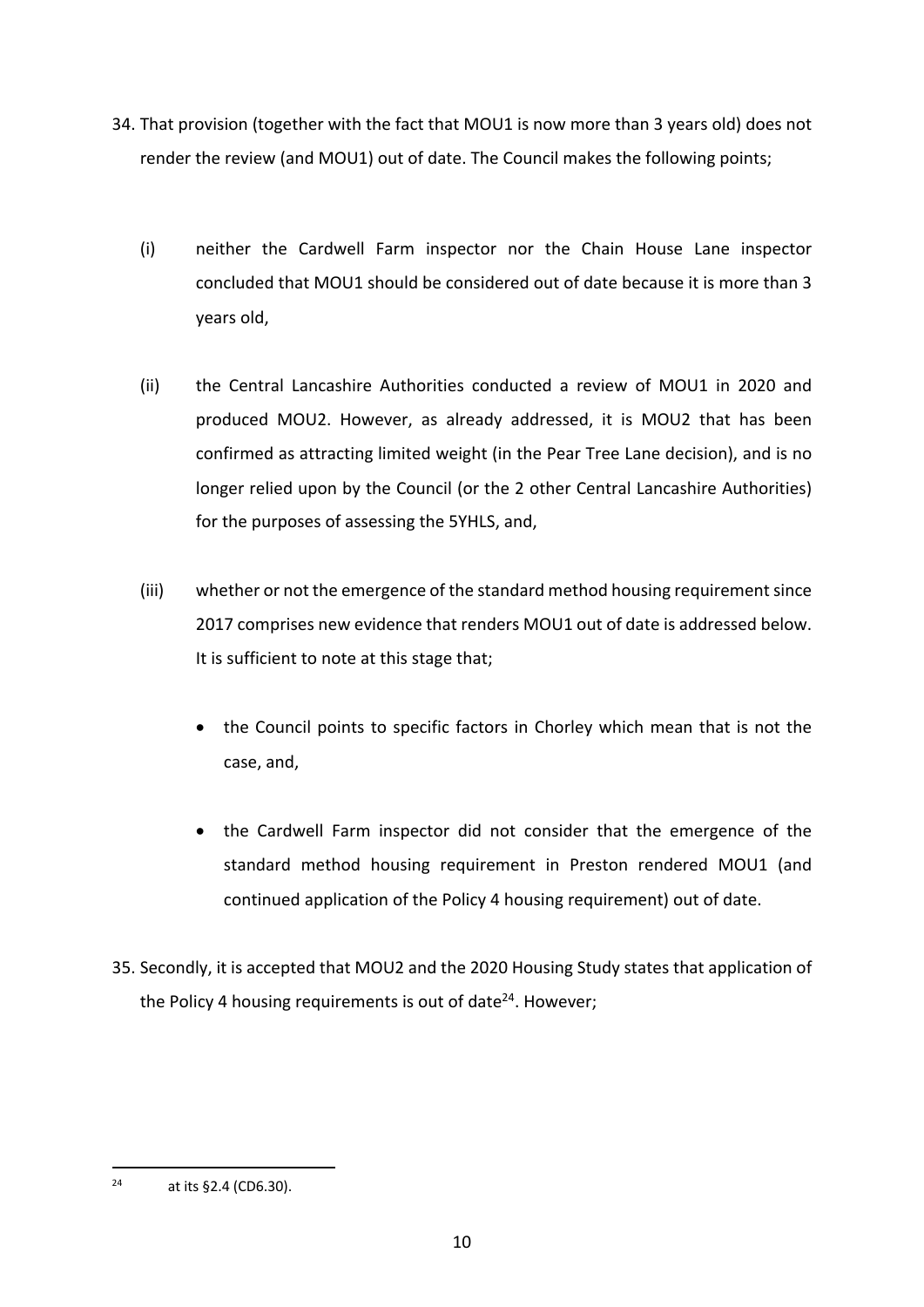34. That provision (together with the fact that MOU1 is now more than 3 years old) does not render the review (and MOU1) out of date. The Council makes the following points;

    (i) neither the Cardwell Farm inspector nor the Chain House Lane inspector concluded that MOU1 should be considered out of date because it is more than 3 years old,

    (ii) the Central Lancashire Authorities conducted a review of MOU1 in 2020 and produced MOU2. However, as already addressed, it is MOU2 that has been confirmed as attracting limited weight (in the Pear Tree Lane decision), and is no longer relied upon by the Council (or the 2 other Central Lancashire Authorities) for the purposes of assessing the 5YHLS, and,

    (iii) whether or not the emergence of the standard method housing requirement since 2017 comprises new evidence that renders MOU1 out of date is addressed below. It is sufficient to note at this stage that;

        - the Council points to specific factors in Chorley which mean that is not the case, and,

        - the Cardwell Farm inspector did not consider that the emergence of the standard method housing requirement in Preston rendered MOU1 (and continued application of the Policy 4 housing requirement) out of date.

35. Secondly, it is accepted that MOU2 and the 2020 Housing Study states that application of the Policy 4 housing requirements is out of date[24]. However;

---

[24] at its §2.4 (CD6.30).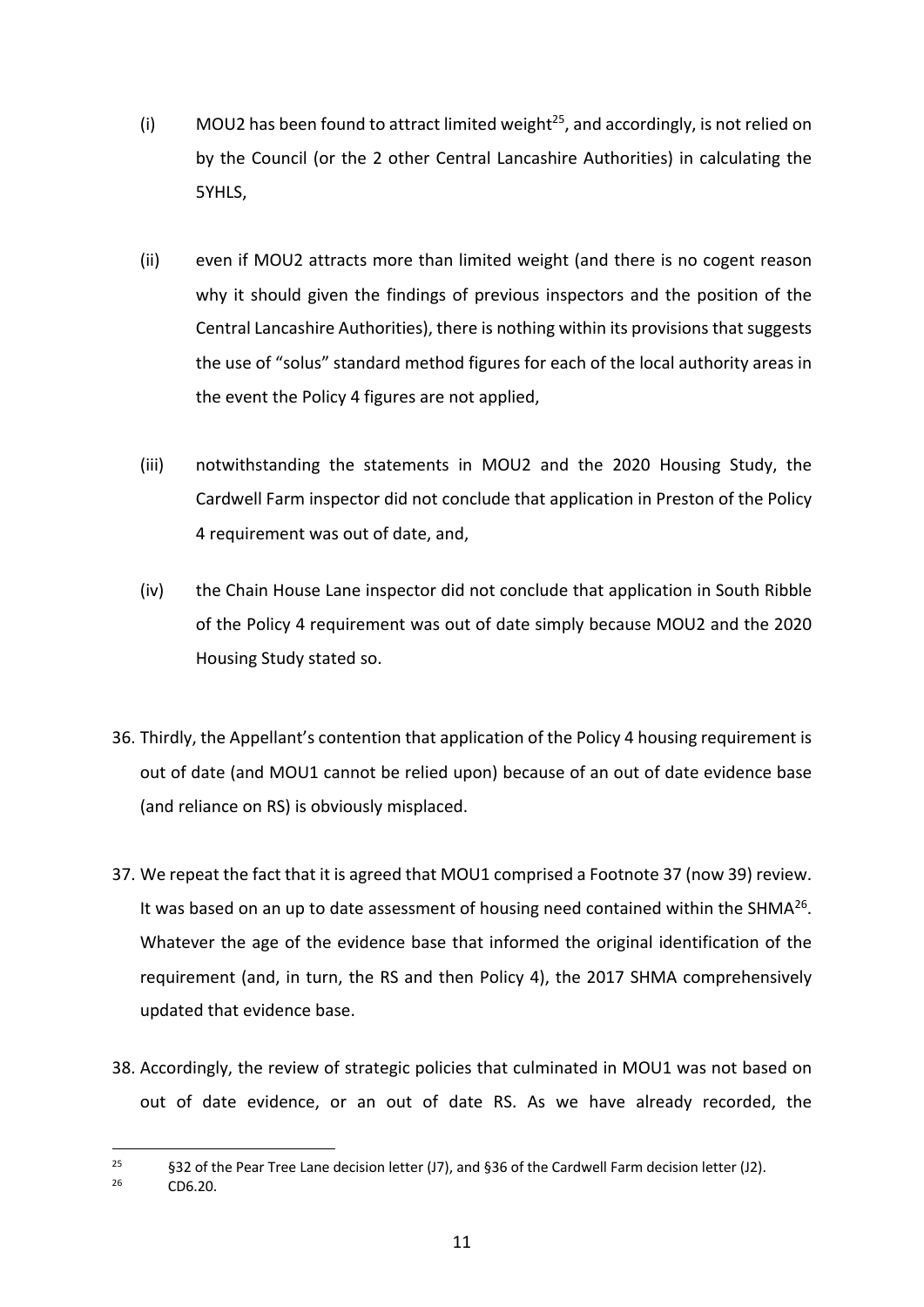(i) MOU2 has been found to attract limited weight[25], and accordingly, is not relied on by the Council (or the 2 other Central Lancashire Authorities) in calculating the 5YHLS,

(ii) even if MOU2 attracts more than limited weight (and there is no cogent reason why it should given the findings of previous inspectors and the position of the Central Lancashire Authorities), there is nothing within its provisions that suggests the use of "solus" standard method figures for each of the local authority areas in the event the Policy 4 figures are not applied,

(iii) notwithstanding the statements in MOU2 and the 2020 Housing Study, the Cardwell Farm inspector did not conclude that application in Preston of the Policy 4 requirement was out of date, and,

(iv) the Chain House Lane inspector did not conclude that application in South Ribble of the Policy 4 requirement was out of date simply because MOU2 and the 2020 Housing Study stated so.

36. Thirdly, the Appellant's contention that application of the Policy 4 housing requirement is out of date (and MOU1 cannot be relied upon) because of an out of date evidence base (and reliance on RS) is obviously misplaced.

37. We repeat the fact that it is agreed that MOU1 comprised a Footnote 37 (now 39) review. It was based on an up to date assessment of housing need contained within the SHMA[26]. Whatever the age of the evidence base that informed the original identification of the requirement (and, in turn, the RS and then Policy 4), the 2017 SHMA comprehensively updated that evidence base.

38. Accordingly, the review of strategic policies that culminated in MOU1 was not based on out of date evidence, or an out of date RS. As we have already recorded, the

---

[25] §32 of the Pear Tree Lane decision letter (J7), and §36 of the Cardwell Farm decision letter (J2).

[26] CD6.20.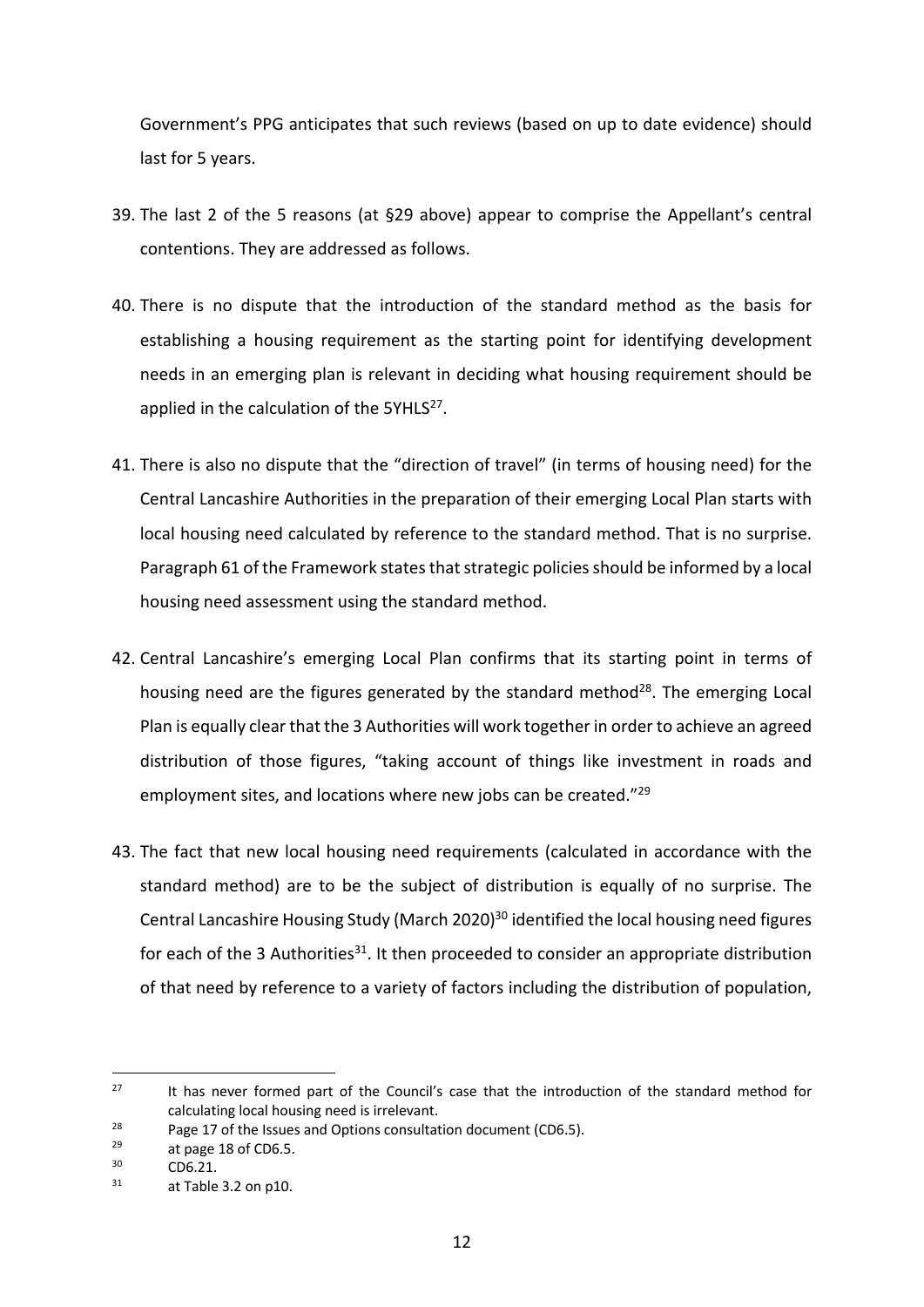Government's PPG anticipates that such reviews (based on up to date evidence) should last for 5 years.

39. The last 2 of the 5 reasons (at §29 above) appear to comprise the Appellant's central contentions. They are addressed as follows.

40. There is no dispute that the introduction of the standard method as the basis for establishing a housing requirement as the starting point for identifying development needs in an emerging plan is relevant in deciding what housing requirement should be applied in the calculation of the 5YHLS[27].

41. There is also no dispute that the "direction of travel" (in terms of housing need) for the Central Lancashire Authorities in the preparation of their emerging Local Plan starts with local housing need calculated by reference to the standard method. That is no surprise. Paragraph 61 of the Framework states that strategic policies should be informed by a local housing need assessment using the standard method.

42. Central Lancashire's emerging Local Plan confirms that its starting point in terms of housing need are the figures generated by the standard method[28]. The emerging Local Plan is equally clear that the 3 Authorities will work together in order to achieve an agreed distribution of those figures, "taking account of things like investment in roads and employment sites, and locations where new jobs can be created."[29]

43. The fact that new local housing need requirements (calculated in accordance with the standard method) are to be the subject of distribution is equally of no surprise. The Central Lancashire Housing Study (March 2020)[30] identified the local housing need figures for each of the 3 Authorities[31]. It then proceeded to consider an appropriate distribution of that need by reference to a variety of factors including the distribution of population,

---

[27] It has never formed part of the Council's case that the introduction of the standard method for calculating local housing need is irrelevant.

[28] Page 17 of the Issues and Options consultation document (CD6.5).

[29] at page 18 of CD6.5.

[30] CD6.21.

[31] at Table 3.2 on p10.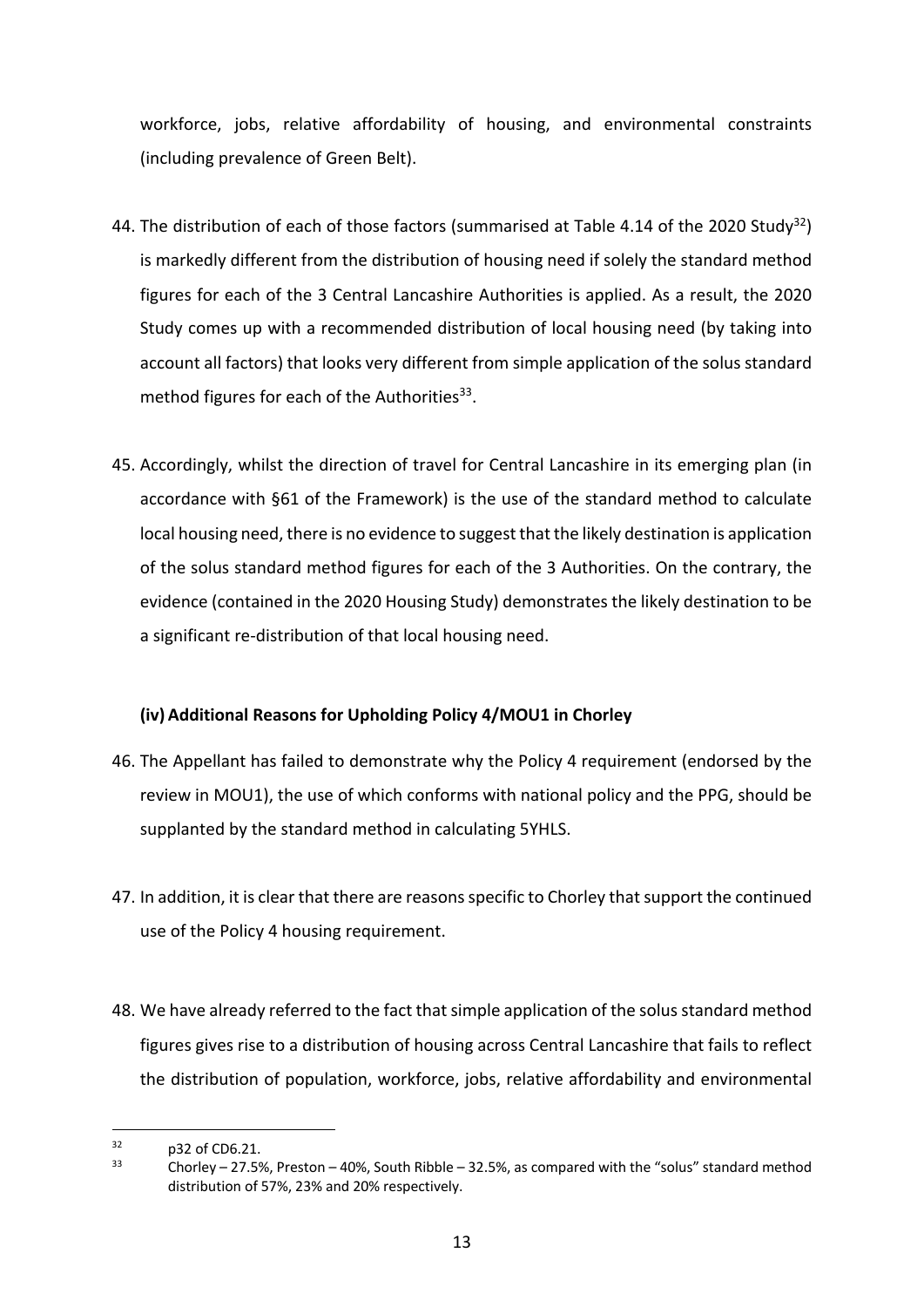workforce, jobs, relative affordability of housing, and environmental constraints (including prevalence of Green Belt).

44. The distribution of each of those factors (summarised at Table 4.14 of the 2020 Study[32]) is markedly different from the distribution of housing need if solely the standard method figures for each of the 3 Central Lancashire Authorities is applied. As a result, the 2020 Study comes up with a recommended distribution of local housing need (by taking into account all factors) that looks very different from simple application of the solus standard method figures for each of the Authorities[33].

45. Accordingly, whilst the direction of travel for Central Lancashire in its emerging plan (in accordance with §61 of the Framework) is the use of the standard method to calculate local housing need, there is no evidence to suggest that the likely destination is application of the solus standard method figures for each of the 3 Authorities. On the contrary, the evidence (contained in the 2020 Housing Study) demonstrates the likely destination to be a significant re-distribution of that local housing need.

**(iv) Additional Reasons for Upholding Policy 4/MOU1 in Chorley**

46. The Appellant has failed to demonstrate why the Policy 4 requirement (endorsed by the review in MOU1), the use of which conforms with national policy and the PPG, should be supplanted by the standard method in calculating 5YHLS.

47. In addition, it is clear that there are reasons specific to Chorley that support the continued use of the Policy 4 housing requirement.

48. We have already referred to the fact that simple application of the solus standard method figures gives rise to a distribution of housing across Central Lancashire that fails to reflect the distribution of population, workforce, jobs, relative affordability and environmental

---

[32] p32 of CD6.21.

[33] Chorley – 27.5%, Preston – 40%, South Ribble – 32.5%, as compared with the "solus" standard method distribution of 57%, 23% and 20% respectively.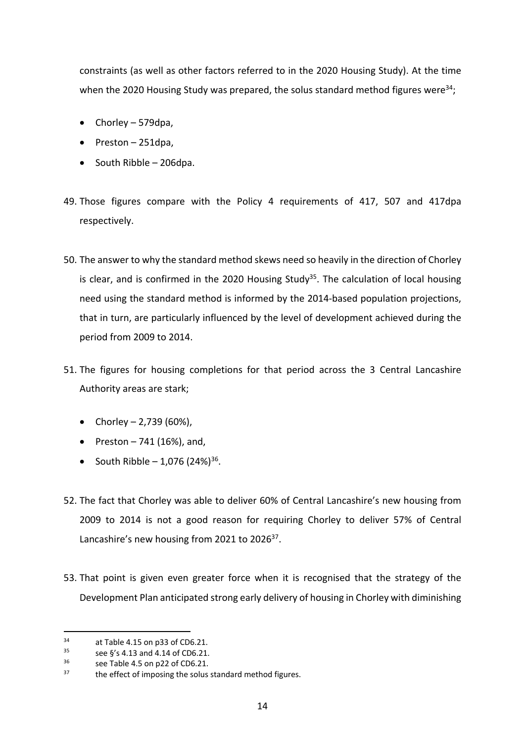constraints (as well as other factors referred to in the 2020 Housing Study). At the time when the 2020 Housing Study was prepared, the solus standard method figures were[34];

- Chorley – 579dpa,
- Preston – 251dpa,
- South Ribble – 206dpa.

49. Those figures compare with the Policy 4 requirements of 417, 507 and 417dpa respectively.

50. The answer to why the standard method skews need so heavily in the direction of Chorley is clear, and is confirmed in the 2020 Housing Study[35]. The calculation of local housing need using the standard method is informed by the 2014-based population projections, that in turn, are particularly influenced by the level of development achieved during the period from 2009 to 2014.

51. The figures for housing completions for that period across the 3 Central Lancashire Authority areas are stark;

    - Chorley – 2,739 (60%),
    - Preston – 741 (16%), and,
    - South Ribble – 1,076 (24%)[36].

52. The fact that Chorley was able to deliver 60% of Central Lancashire's new housing from 2009 to 2014 is not a good reason for requiring Chorley to deliver 57% of Central Lancashire's new housing from 2021 to 2026[37].

53. That point is given even greater force when it is recognised that the strategy of the Development Plan anticipated strong early delivery of housing in Chorley with diminishing

---

[34] at Table 4.15 on p33 of CD6.21.

[35] see §'s 4.13 and 4.14 of CD6.21.

[36] see Table 4.5 on p22 of CD6.21.

[37] the effect of imposing the solus standard method figures.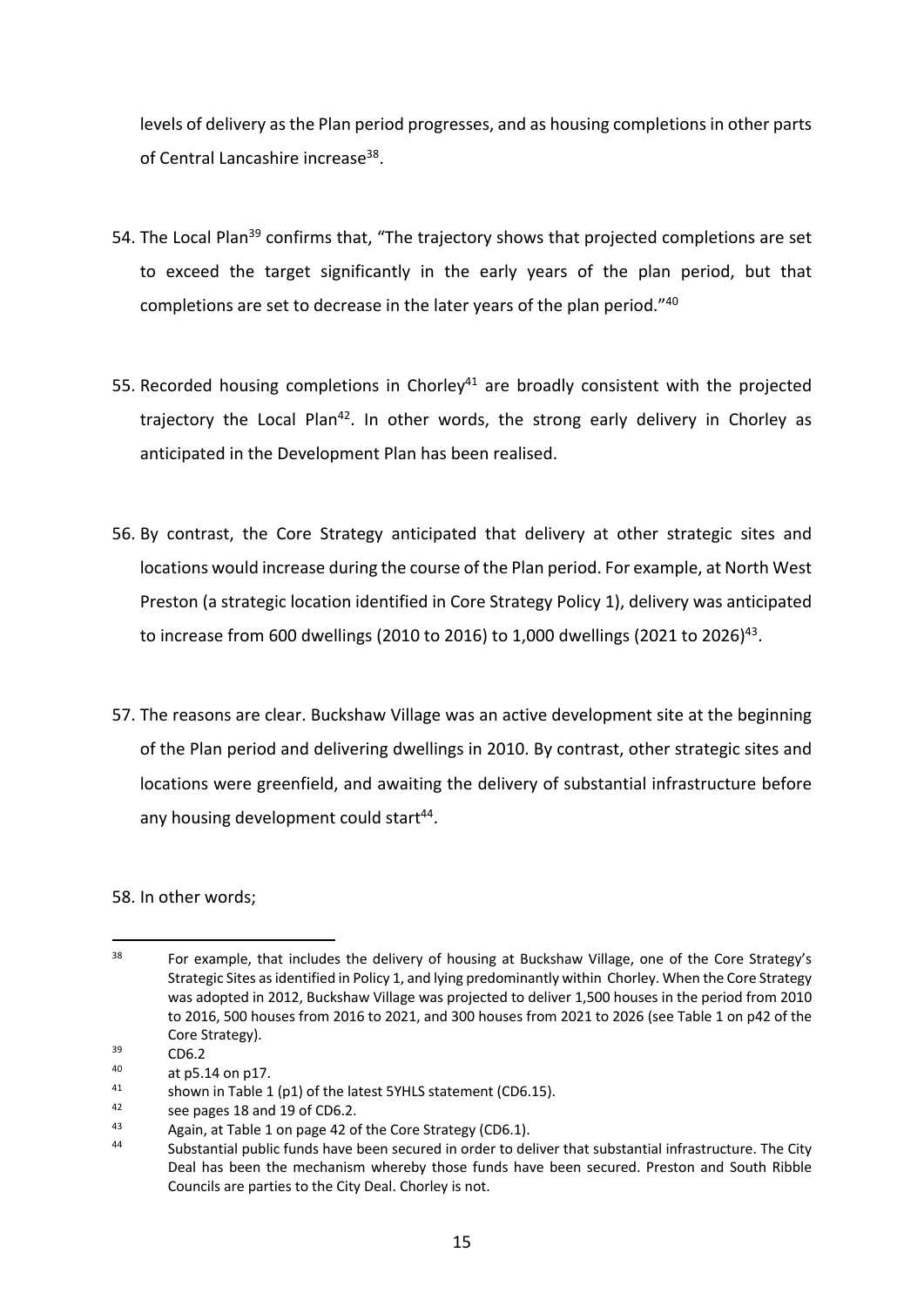levels of delivery as the Plan period progresses, and as housing completions in other parts of Central Lancashire increase[38].

54. The Local Plan[39] confirms that, "The trajectory shows that projected completions are set to exceed the target significantly in the early years of the plan period, but that completions are set to decrease in the later years of the plan period."[40]

55. Recorded housing completions in Chorley[41] are broadly consistent with the projected trajectory the Local Plan[42]. In other words, the strong early delivery in Chorley as anticipated in the Development Plan has been realised.

56. By contrast, the Core Strategy anticipated that delivery at other strategic sites and locations would increase during the course of the Plan period. For example, at North West Preston (a strategic location identified in Core Strategy Policy 1), delivery was anticipated to increase from 600 dwellings (2010 to 2016) to 1,000 dwellings (2021 to 2026)[43].

57. The reasons are clear. Buckshaw Village was an active development site at the beginning of the Plan period and delivering dwellings in 2010. By contrast, other strategic sites and locations were greenfield, and awaiting the delivery of substantial infrastructure before any housing development could start[44].

58. In other words;

---

[38] For example, that includes the delivery of housing at Buckshaw Village, one of the Core Strategy's Strategic Sites as identified in Policy 1, and lying predominantly within Chorley. When the Core Strategy was adopted in 2012, Buckshaw Village was projected to deliver 1,500 houses in the period from 2010 to 2016, 500 houses from 2016 to 2021, and 300 houses from 2021 to 2026 (see Table 1 on p42 of the Core Strategy).

[39] CD6.2

[40] at p5.14 on p17.

[41] shown in Table 1 (p1) of the latest 5YHLS statement (CD6.15).

[42] see pages 18 and 19 of CD6.2.

[43] Again, at Table 1 on page 42 of the Core Strategy (CD6.1).

[44] Substantial public funds have been secured in order to deliver that substantial infrastructure. The City Deal has been the mechanism whereby those funds have been secured. Preston and South Ribble Councils are parties to the City Deal. Chorley is not.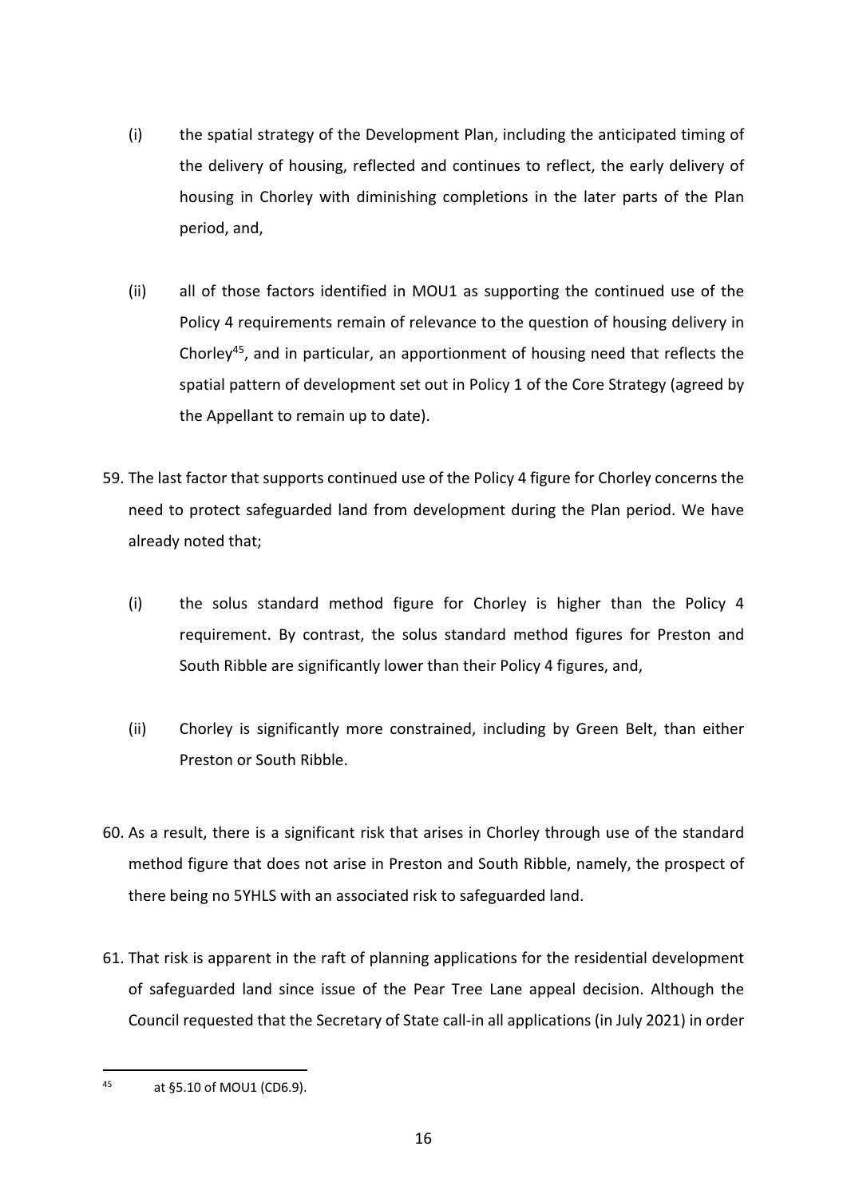(i) the spatial strategy of the Development Plan, including the anticipated timing of the delivery of housing, reflected and continues to reflect, the early delivery of housing in Chorley with diminishing completions in the later parts of the Plan period, and,

(ii) all of those factors identified in MOU1 as supporting the continued use of the Policy 4 requirements remain of relevance to the question of housing delivery in Chorley[45], and in particular, an apportionment of housing need that reflects the spatial pattern of development set out in Policy 1 of the Core Strategy (agreed by the Appellant to remain up to date).

59. The last factor that supports continued use of the Policy 4 figure for Chorley concerns the need to protect safeguarded land from development during the Plan period. We have already noted that;

(i) the solus standard method figure for Chorley is higher than the Policy 4 requirement. By contrast, the solus standard method figures for Preston and South Ribble are significantly lower than their Policy 4 figures, and,

(ii) Chorley is significantly more constrained, including by Green Belt, than either Preston or South Ribble.

60. As a result, there is a significant risk that arises in Chorley through use of the standard method figure that does not arise in Preston and South Ribble, namely, the prospect of there being no 5YHLS with an associated risk to safeguarded land.

61. That risk is apparent in the raft of planning applications for the residential development of safeguarded land since issue of the Pear Tree Lane appeal decision. Although the Council requested that the Secretary of State call-in all applications (in July 2021) in order

---

[45] at §5.10 of MOU1 (CD6.9).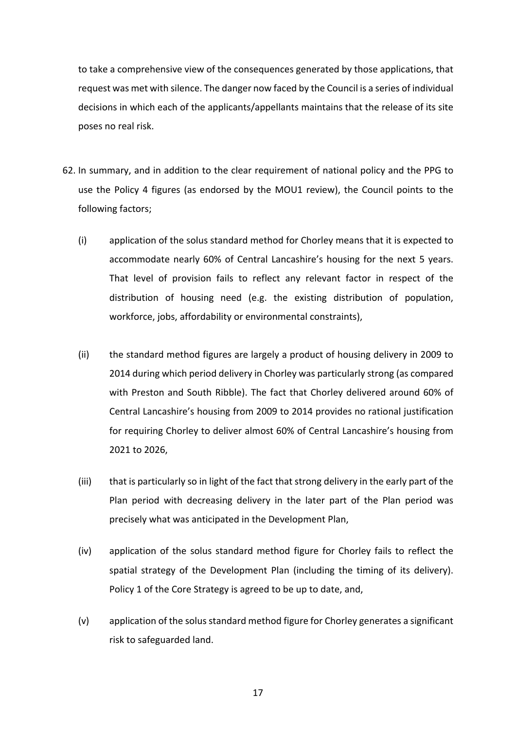to take a comprehensive view of the consequences generated by those applications, that request was met with silence. The danger now faced by the Council is a series of individual decisions in which each of the applicants/appellants maintains that the release of its site poses no real risk.

62. In summary, and in addition to the clear requirement of national policy and the PPG to use the Policy 4 figures (as endorsed by the MOU1 review), the Council points to the following factors;

    (i) application of the solus standard method for Chorley means that it is expected to accommodate nearly 60% of Central Lancashire's housing for the next 5 years. That level of provision fails to reflect any relevant factor in respect of the distribution of housing need (e.g. the existing distribution of population, workforce, jobs, affordability or environmental constraints),

    (ii) the standard method figures are largely a product of housing delivery in 2009 to 2014 during which period delivery in Chorley was particularly strong (as compared with Preston and South Ribble). The fact that Chorley delivered around 60% of Central Lancashire's housing from 2009 to 2014 provides no rational justification for requiring Chorley to deliver almost 60% of Central Lancashire's housing from 2021 to 2026,

    (iii) that is particularly so in light of the fact that strong delivery in the early part of the Plan period with decreasing delivery in the later part of the Plan period was precisely what was anticipated in the Development Plan,

    (iv) application of the solus standard method figure for Chorley fails to reflect the spatial strategy of the Development Plan (including the timing of its delivery). Policy 1 of the Core Strategy is agreed to be up to date, and,

    (v) application of the solus standard method figure for Chorley generates a significant risk to safeguarded land.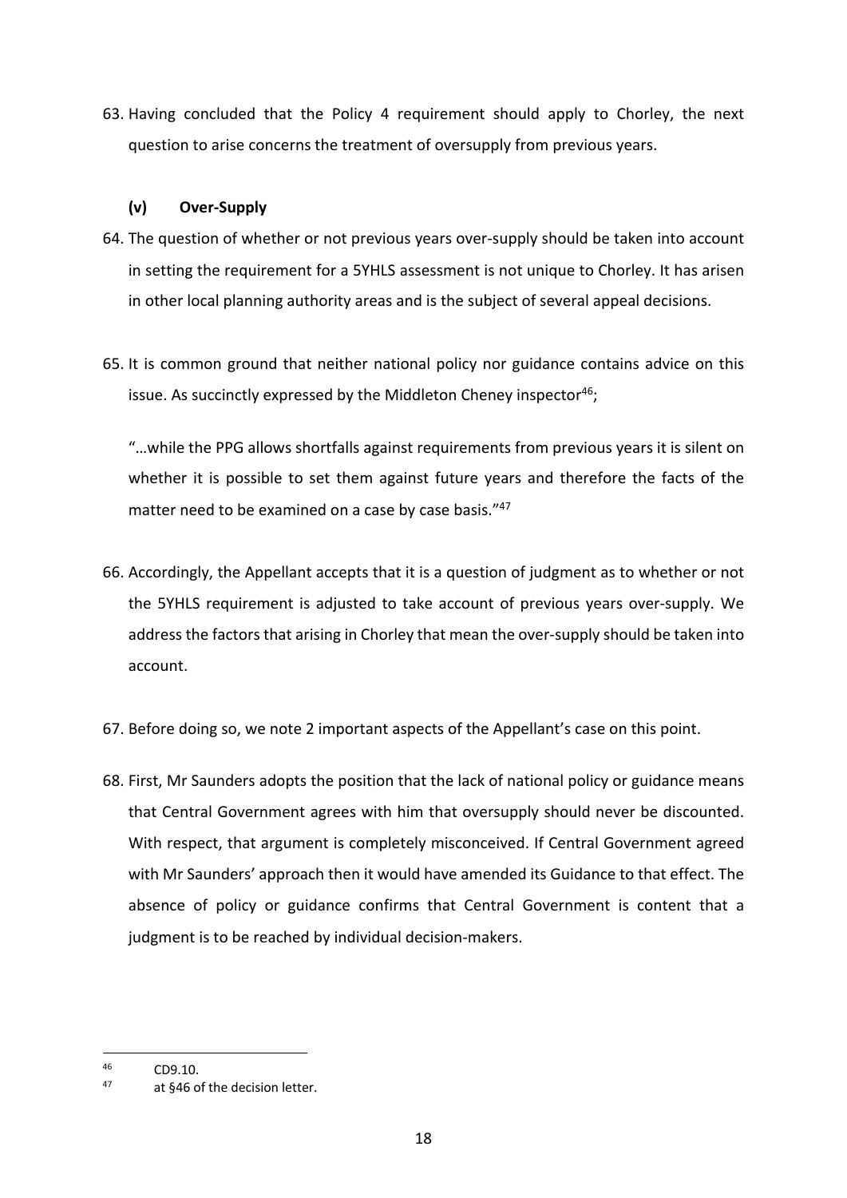63. Having concluded that the Policy 4 requirement should apply to Chorley, the next question to arise concerns the treatment of oversupply from previous years.

### (v) Over-Supply

64. The question of whether or not previous years over-supply should be taken into account in setting the requirement for a 5YHLS assessment is not unique to Chorley. It has arisen in other local planning authority areas and is the subject of several appeal decisions.

65. It is common ground that neither national policy nor guidance contains advice on this issue. As succinctly expressed by the Middleton Cheney inspector[46];

    "…while the PPG allows shortfalls against requirements from previous years it is silent on whether it is possible to set them against future years and therefore the facts of the matter need to be examined on a case by case basis."[47]

66. Accordingly, the Appellant accepts that it is a question of judgment as to whether or not the 5YHLS requirement is adjusted to take account of previous years over-supply. We address the factors that arising in Chorley that mean the over-supply should be taken into account.

67. Before doing so, we note 2 important aspects of the Appellant's case on this point.

68. First, Mr Saunders adopts the position that the lack of national policy or guidance means that Central Government agrees with him that oversupply should never be discounted. With respect, that argument is completely misconceived. If Central Government agreed with Mr Saunders' approach then it would have amended its Guidance to that effect. The absence of policy or guidance confirms that Central Government is content that a judgment is to be reached by individual decision-makers.

---

[46] CD9.10.

[47] at §46 of the decision letter.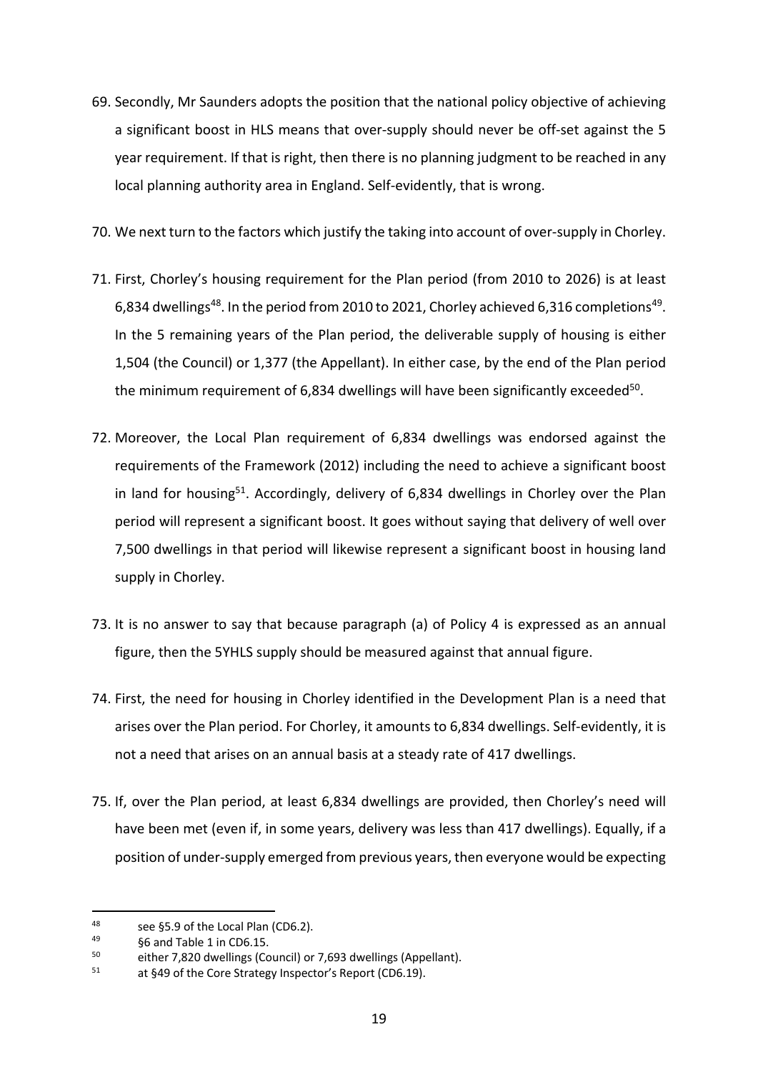69. Secondly, Mr Saunders adopts the position that the national policy objective of achieving a significant boost in HLS means that over-supply should never be off-set against the 5 year requirement. If that is right, then there is no planning judgment to be reached in any local planning authority area in England. Self-evidently, that is wrong.

70. We next turn to the factors which justify the taking into account of over-supply in Chorley.

71. First, Chorley's housing requirement for the Plan period (from 2010 to 2026) is at least 6,834 dwellings[48]. In the period from 2010 to 2021, Chorley achieved 6,316 completions[49]. In the 5 remaining years of the Plan period, the deliverable supply of housing is either 1,504 (the Council) or 1,377 (the Appellant). In either case, by the end of the Plan period the minimum requirement of 6,834 dwellings will have been significantly exceeded[50].

72. Moreover, the Local Plan requirement of 6,834 dwellings was endorsed against the requirements of the Framework (2012) including the need to achieve a significant boost in land for housing[51]. Accordingly, delivery of 6,834 dwellings in Chorley over the Plan period will represent a significant boost. It goes without saying that delivery of well over 7,500 dwellings in that period will likewise represent a significant boost in housing land supply in Chorley.

73. It is no answer to say that because paragraph (a) of Policy 4 is expressed as an annual figure, then the 5YHLS supply should be measured against that annual figure.

74. First, the need for housing in Chorley identified in the Development Plan is a need that arises over the Plan period. For Chorley, it amounts to 6,834 dwellings. Self-evidently, it is not a need that arises on an annual basis at a steady rate of 417 dwellings.

75. If, over the Plan period, at least 6,834 dwellings are provided, then Chorley's need will have been met (even if, in some years, delivery was less than 417 dwellings). Equally, if a position of under-supply emerged from previous years, then everyone would be expecting

---

[48] see §5.9 of the Local Plan (CD6.2).

[49] §6 and Table 1 in CD6.15.

[50] either 7,820 dwellings (Council) or 7,693 dwellings (Appellant).

[51] at §49 of the Core Strategy Inspector's Report (CD6.19).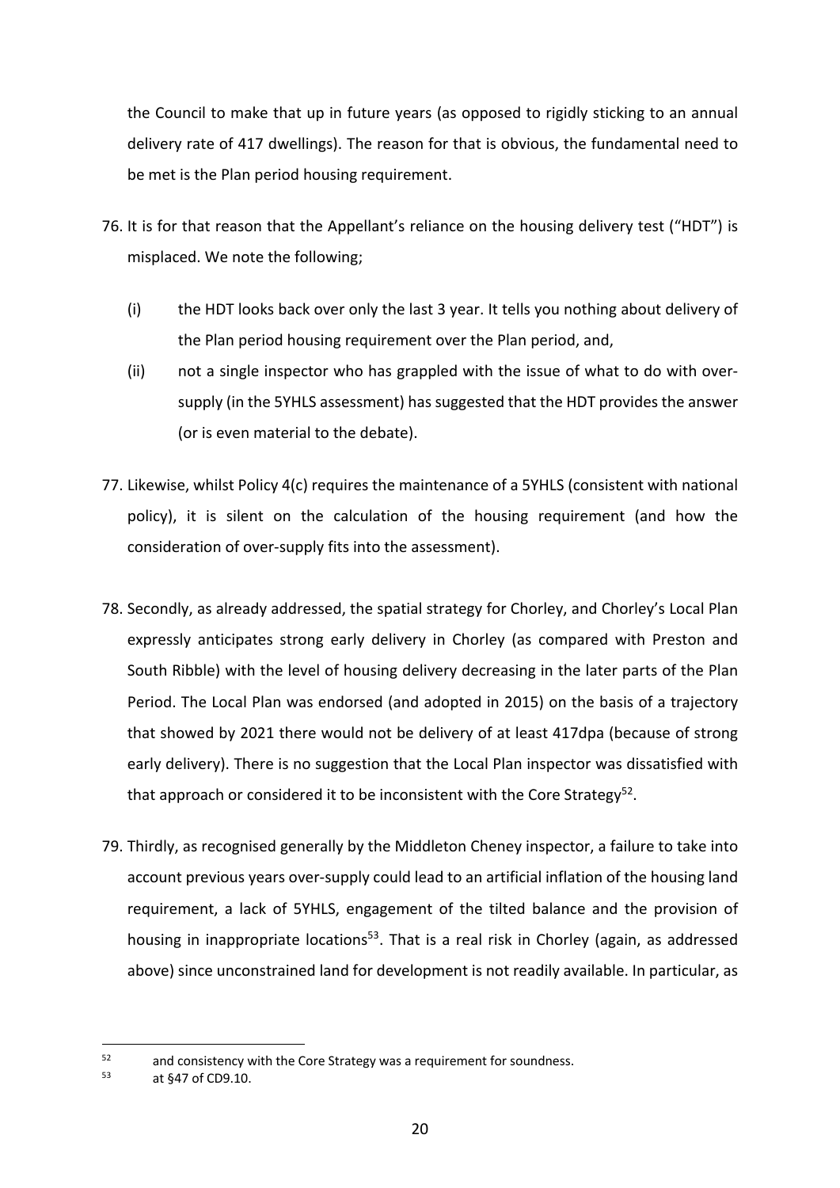the Council to make that up in future years (as opposed to rigidly sticking to an annual delivery rate of 417 dwellings). The reason for that is obvious, the fundamental need to be met is the Plan period housing requirement.

76. It is for that reason that the Appellant's reliance on the housing delivery test ("HDT") is misplaced. We note the following;

    (i) the HDT looks back over only the last 3 year. It tells you nothing about delivery of the Plan period housing requirement over the Plan period, and,

    (ii) not a single inspector who has grappled with the issue of what to do with over-supply (in the 5YHLS assessment) has suggested that the HDT provides the answer (or is even material to the debate).

77. Likewise, whilst Policy 4(c) requires the maintenance of a 5YHLS (consistent with national policy), it is silent on the calculation of the housing requirement (and how the consideration of over-supply fits into the assessment).

78. Secondly, as already addressed, the spatial strategy for Chorley, and Chorley's Local Plan expressly anticipates strong early delivery in Chorley (as compared with Preston and South Ribble) with the level of housing delivery decreasing in the later parts of the Plan Period. The Local Plan was endorsed (and adopted in 2015) on the basis of a trajectory that showed by 2021 there would not be delivery of at least 417dpa (because of strong early delivery). There is no suggestion that the Local Plan inspector was dissatisfied with that approach or considered it to be inconsistent with the Core Strategy[52].

79. Thirdly, as recognised generally by the Middleton Cheney inspector, a failure to take into account previous years over-supply could lead to an artificial inflation of the housing land requirement, a lack of 5YHLS, engagement of the tilted balance and the provision of housing in inappropriate locations[53]. That is a real risk in Chorley (again, as addressed above) since unconstrained land for development is not readily available. In particular, as

---

[52] and consistency with the Core Strategy was a requirement for soundness.

[53] at §47 of CD9.10.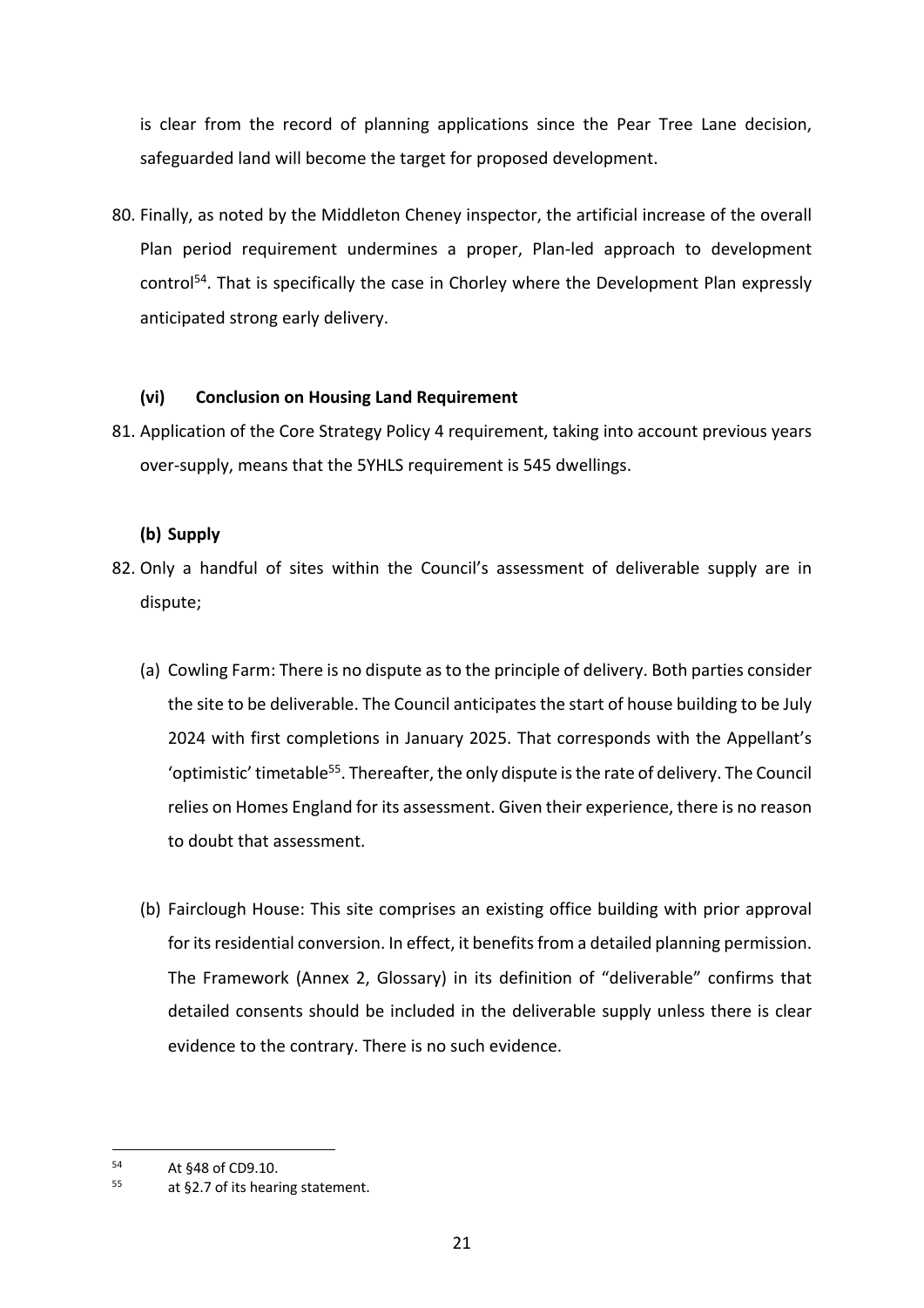is clear from the record of planning applications since the Pear Tree Lane decision, safeguarded land will become the target for proposed development.

80. Finally, as noted by the Middleton Cheney inspector, the artificial increase of the overall Plan period requirement undermines a proper, Plan-led approach to development control[54]. That is specifically the case in Chorley where the Development Plan expressly anticipated strong early delivery.

**(vi) Conclusion on Housing Land Requirement**

81. Application of the Core Strategy Policy 4 requirement, taking into account previous years over-supply, means that the 5YHLS requirement is 545 dwellings.

**(b) Supply**

82. Only a handful of sites within the Council's assessment of deliverable supply are in dispute;

    (a) Cowling Farm: There is no dispute as to the principle of delivery. Both parties consider the site to be deliverable. The Council anticipates the start of house building to be July 2024 with first completions in January 2025. That corresponds with the Appellant's 'optimistic' timetable[55]. Thereafter, the only dispute is the rate of delivery. The Council relies on Homes England for its assessment. Given their experience, there is no reason to doubt that assessment.

    (b) Fairclough House: This site comprises an existing office building with prior approval for its residential conversion. In effect, it benefits from a detailed planning permission. The Framework (Annex 2, Glossary) in its definition of "deliverable" confirms that detailed consents should be included in the deliverable supply unless there is clear evidence to the contrary. There is no such evidence.

---

[54] At §48 of CD9.10.

[55] at §2.7 of its hearing statement.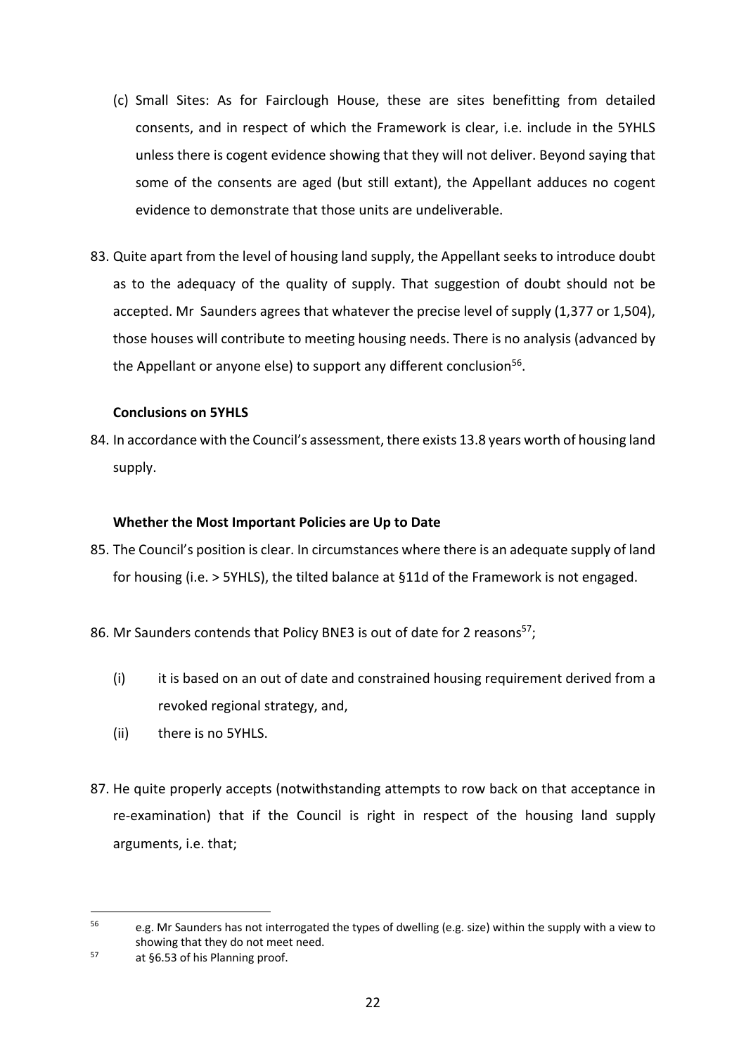(c) Small Sites: As for Fairclough House, these are sites benefitting from detailed consents, and in respect of which the Framework is clear, i.e. include in the 5YHLS unless there is cogent evidence showing that they will not deliver. Beyond saying that some of the consents are aged (but still extant), the Appellant adduces no cogent evidence to demonstrate that those units are undeliverable.

83. Quite apart from the level of housing land supply, the Appellant seeks to introduce doubt as to the adequacy of the quality of supply. That suggestion of doubt should not be accepted. Mr Saunders agrees that whatever the precise level of supply (1,377 or 1,504), those houses will contribute to meeting housing needs. There is no analysis (advanced by the Appellant or anyone else) to support any different conclusion[56].

**Conclusions on 5YHLS**

84. In accordance with the Council's assessment, there exists 13.8 years worth of housing land supply.

**Whether the Most Important Policies are Up to Date**

85. The Council's position is clear. In circumstances where there is an adequate supply of land for housing (i.e. > 5YHLS), the tilted balance at §11d of the Framework is not engaged.

86. Mr Saunders contends that Policy BNE3 is out of date for 2 reasons[57];

    (i) it is based on an out of date and constrained housing requirement derived from a revoked regional strategy, and,

    (ii) there is no 5YHLS.

87. He quite properly accepts (notwithstanding attempts to row back on that acceptance in re-examination) that if the Council is right in respect of the housing land supply arguments, i.e. that;

---

[56] e.g. Mr Saunders has not interrogated the types of dwelling (e.g. size) within the supply with a view to showing that they do not meet need.

[57] at §6.53 of his Planning proof.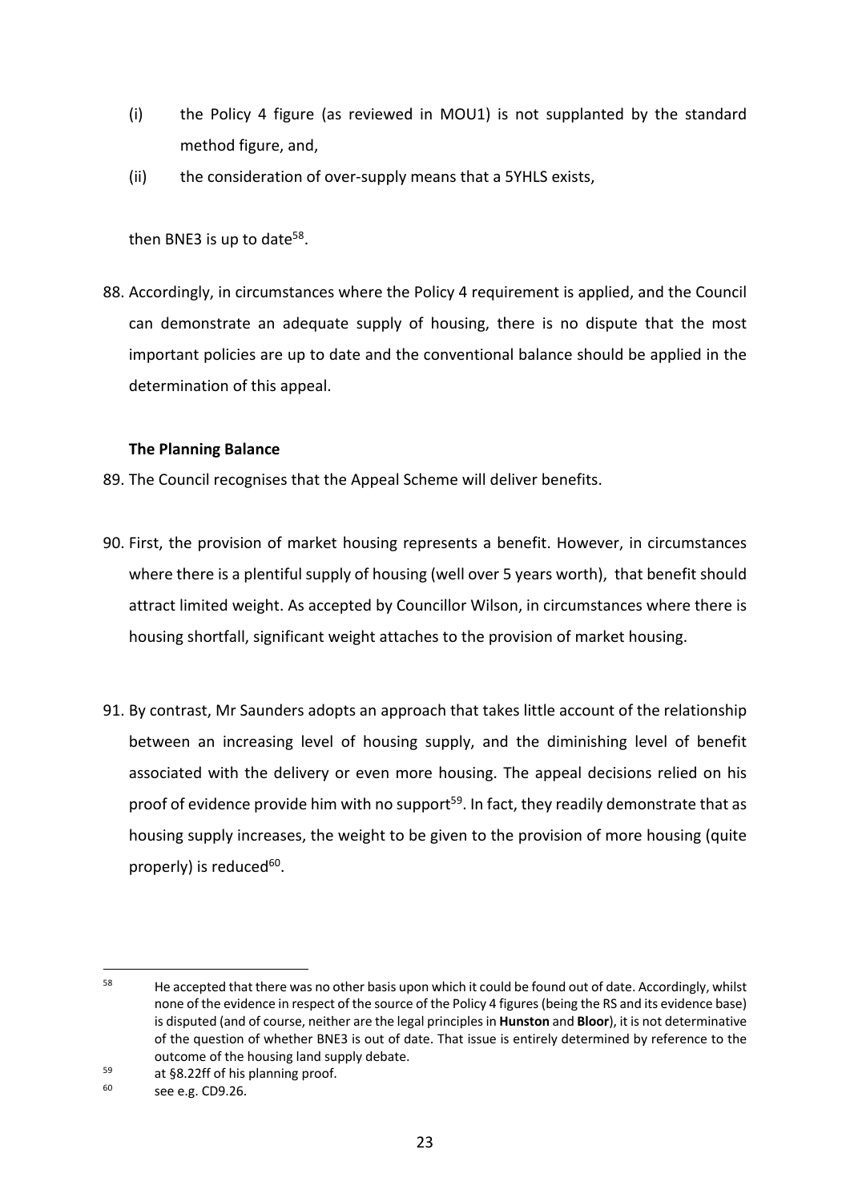(i) the Policy 4 figure (as reviewed in MOU1) is not supplanted by the standard method figure, and,

(ii) the consideration of over-supply means that a 5YHLS exists,

then BNE3 is up to date[58].

88. Accordingly, in circumstances where the Policy 4 requirement is applied, and the Council can demonstrate an adequate supply of housing, there is no dispute that the most important policies are up to date and the conventional balance should be applied in the determination of this appeal.

**The Planning Balance**

89. The Council recognises that the Appeal Scheme will deliver benefits.

90. First, the provision of market housing represents a benefit. However, in circumstances where there is a plentiful supply of housing (well over 5 years worth), that benefit should attract limited weight. As accepted by Councillor Wilson, in circumstances where there is housing shortfall, significant weight attaches to the provision of market housing.

91. By contrast, Mr Saunders adopts an approach that takes little account of the relationship between an increasing level of housing supply, and the diminishing level of benefit associated with the delivery or even more housing. The appeal decisions relied on his proof of evidence provide him with no support[59]. In fact, they readily demonstrate that as housing supply increases, the weight to be given to the provision of more housing (quite properly) is reduced[60].

---

[58] He accepted that there was no other basis upon which it could be found out of date. Accordingly, whilst none of the evidence in respect of the source of the Policy 4 figures (being the RS and its evidence base) is disputed (and of course, neither are the legal principles in **Hunston** and **Bloor**), it is not determinative of the question of whether BNE3 is out of date. That issue is entirely determined by reference to the outcome of the housing land supply debate.

[59] at §8.22ff of his planning proof.

[60] see e.g. CD9.26.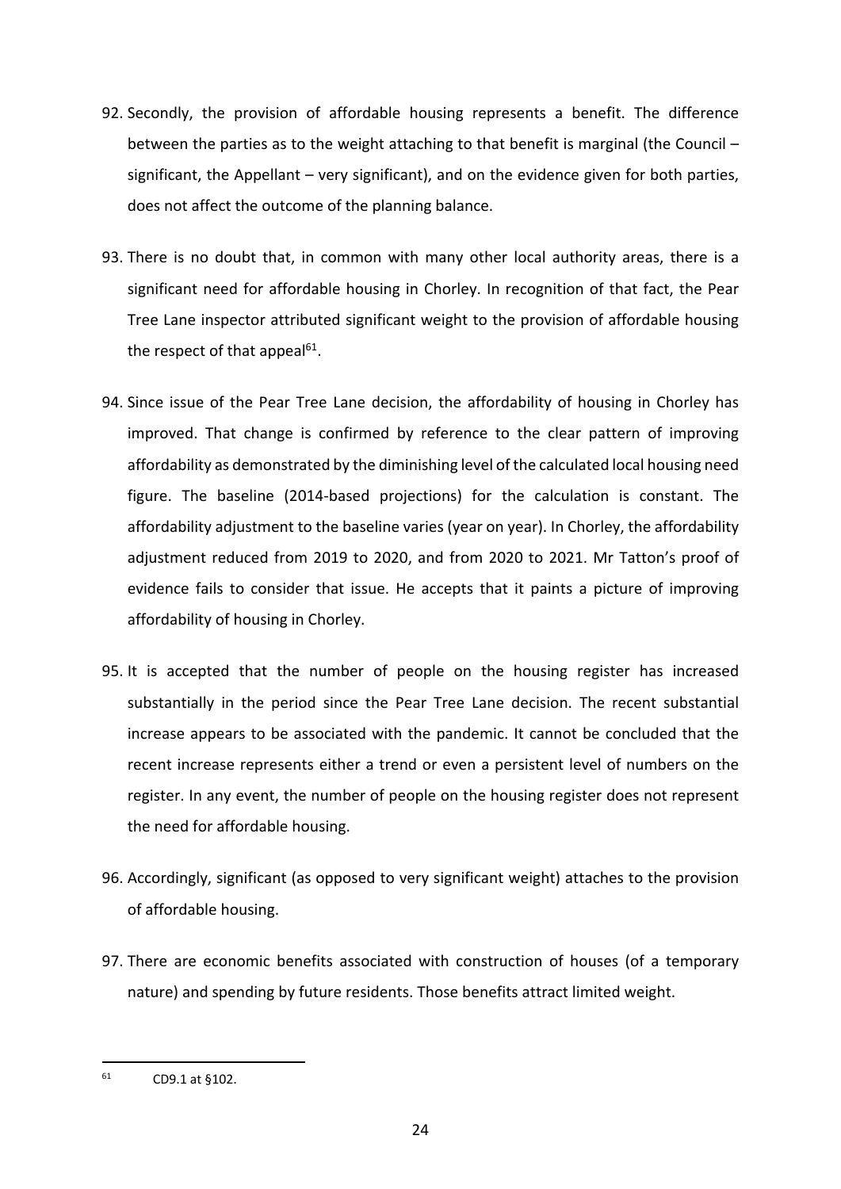92. Secondly, the provision of affordable housing represents a benefit. The difference between the parties as to the weight attaching to that benefit is marginal (the Council – significant, the Appellant – very significant), and on the evidence given for both parties, does not affect the outcome of the planning balance.

93. There is no doubt that, in common with many other local authority areas, there is a significant need for affordable housing in Chorley. In recognition of that fact, the Pear Tree Lane inspector attributed significant weight to the provision of affordable housing the respect of that appeal[61].

94. Since issue of the Pear Tree Lane decision, the affordability of housing in Chorley has improved. That change is confirmed by reference to the clear pattern of improving affordability as demonstrated by the diminishing level of the calculated local housing need figure. The baseline (2014-based projections) for the calculation is constant. The affordability adjustment to the baseline varies (year on year). In Chorley, the affordability adjustment reduced from 2019 to 2020, and from 2020 to 2021. Mr Tatton's proof of evidence fails to consider that issue. He accepts that it paints a picture of improving affordability of housing in Chorley.

95. It is accepted that the number of people on the housing register has increased substantially in the period since the Pear Tree Lane decision. The recent substantial increase appears to be associated with the pandemic. It cannot be concluded that the recent increase represents either a trend or even a persistent level of numbers on the register. In any event, the number of people on the housing register does not represent the need for affordable housing.

96. Accordingly, significant (as opposed to very significant weight) attaches to the provision of affordable housing.

97. There are economic benefits associated with construction of houses (of a temporary nature) and spending by future residents. Those benefits attract limited weight.

---

[61] CD9.1 at §102.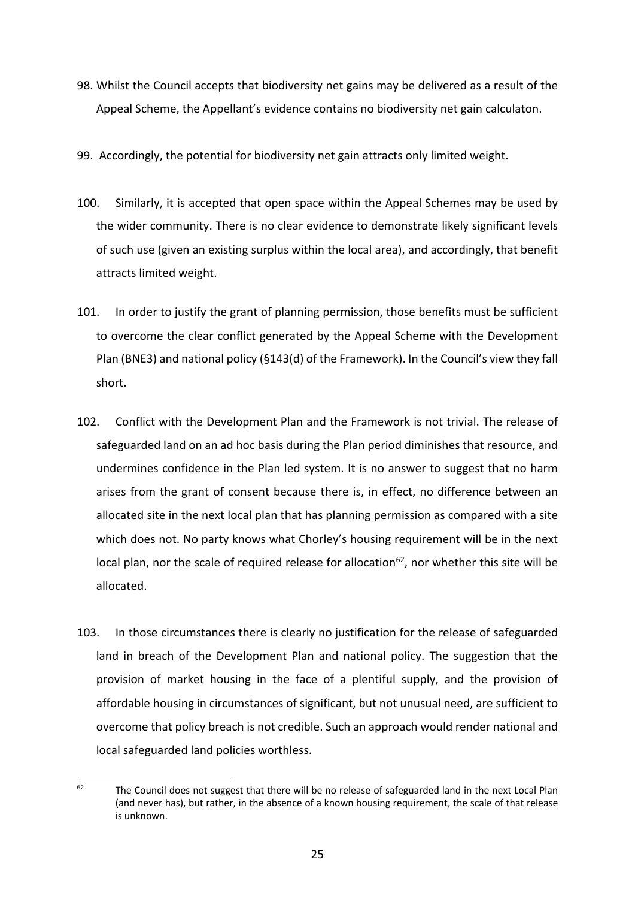98. Whilst the Council accepts that biodiversity net gains may be delivered as a result of the Appeal Scheme, the Appellant's evidence contains no biodiversity net gain calculaton.

99. Accordingly, the potential for biodiversity net gain attracts only limited weight.

100. Similarly, it is accepted that open space within the Appeal Schemes may be used by the wider community. There is no clear evidence to demonstrate likely significant levels of such use (given an existing surplus within the local area), and accordingly, that benefit attracts limited weight.

101. In order to justify the grant of planning permission, those benefits must be sufficient to overcome the clear conflict generated by the Appeal Scheme with the Development Plan (BNE3) and national policy (§143(d) of the Framework). In the Council's view they fall short.

102. Conflict with the Development Plan and the Framework is not trivial. The release of safeguarded land on an ad hoc basis during the Plan period diminishes that resource, and undermines confidence in the Plan led system. It is no answer to suggest that no harm arises from the grant of consent because there is, in effect, no difference between an allocated site in the next local plan that has planning permission as compared with a site which does not. No party knows what Chorley's housing requirement will be in the next local plan, nor the scale of required release for allocation[62], nor whether this site will be allocated.

103. In those circumstances there is clearly no justification for the release of safeguarded land in breach of the Development Plan and national policy. The suggestion that the provision of market housing in the face of a plentiful supply, and the provision of affordable housing in circumstances of significant, but not unusual need, are sufficient to overcome that policy breach is not credible. Such an approach would render national and local safeguarded land policies worthless.

[62] The Council does not suggest that there will be no release of safeguarded land in the next Local Plan (and never has), but rather, in the absence of a known housing requirement, the scale of that release is unknown.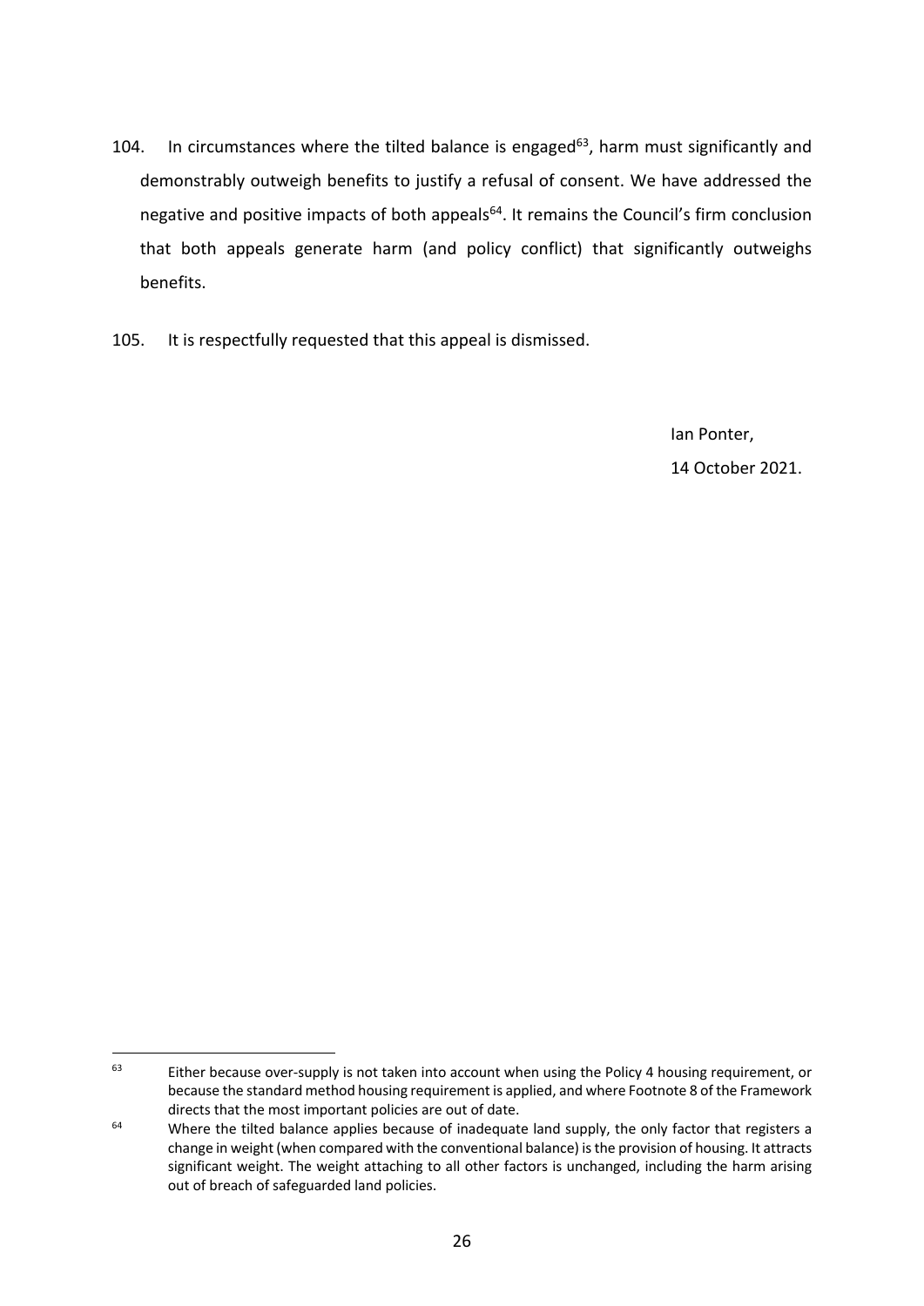104. In circumstances where the tilted balance is engaged[63], harm must significantly and demonstrably outweigh benefits to justify a refusal of consent. We have addressed the negative and positive impacts of both appeals[64]. It remains the Council's firm conclusion that both appeals generate harm (and policy conflict) that significantly outweighs benefits.

105. It is respectfully requested that this appeal is dismissed.

Ian Ponter,

14 October 2021.

---

[63] Either because over-supply is not taken into account when using the Policy 4 housing requirement, or because the standard method housing requirement is applied, and where Footnote 8 of the Framework directs that the most important policies are out of date.

[64] Where the tilted balance applies because of inadequate land supply, the only factor that registers a change in weight (when compared with the conventional balance) is the provision of housing. It attracts significant weight. The weight attaching to all other factors is unchanged, including the harm arising out of breach of safeguarded land policies.